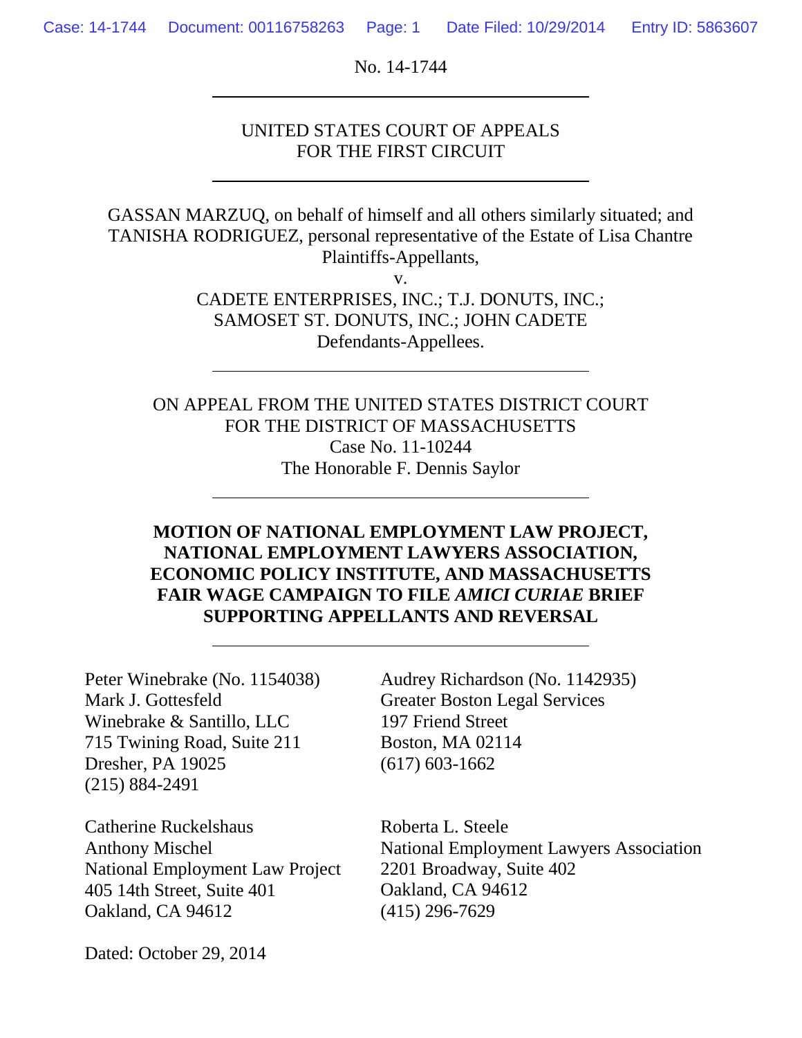No. 14-1744

---

UNITED STATES COURT OF APPEALS
FOR THE FIRST CIRCUIT

---

GASSAN MARZUQ, on behalf of himself and all others similarly situated; and TANISHA RODRIGUEZ, personal representative of the Estate of Lisa Chantre
Plaintiffs-Appellants,

v.

CADETE ENTERPRISES, INC.; T.J. DONUTS, INC.;
SAMOSET ST. DONUTS, INC.; JOHN CADETE
Defendants-Appellees.

---

ON APPEAL FROM THE UNITED STATES DISTRICT COURT
FOR THE DISTRICT OF MASSACHUSETTS
Case No. 11-10244
The Honorable F. Dennis Saylor

---

**MOTION OF NATIONAL EMPLOYMENT LAW PROJECT, NATIONAL EMPLOYMENT LAWYERS ASSOCIATION, ECONOMIC POLICY INSTITUTE, AND MASSACHUSETTS FAIR WAGE CAMPAIGN TO FILE *AMICI CURIAE* BRIEF SUPPORTING APPELLANTS AND REVERSAL**

---

Peter Winebrake (No. 1154038)
Mark J. Gottesfeld
Winebrake & Santillo, LLC
715 Twining Road, Suite 211
Dresher, PA 19025
(215) 884-2491

Audrey Richardson (No. 1142935)
Greater Boston Legal Services
197 Friend Street
Boston, MA 02114
(617) 603-1662

Catherine Ruckelshaus
Anthony Mischel
National Employment Law Project
405 14th Street, Suite 401
Oakland, CA 94612

Roberta L. Steele
National Employment Lawyers Association
2201 Broadway, Suite 402
Oakland, CA 94612
(415) 296-7629

Dated: October 29, 2014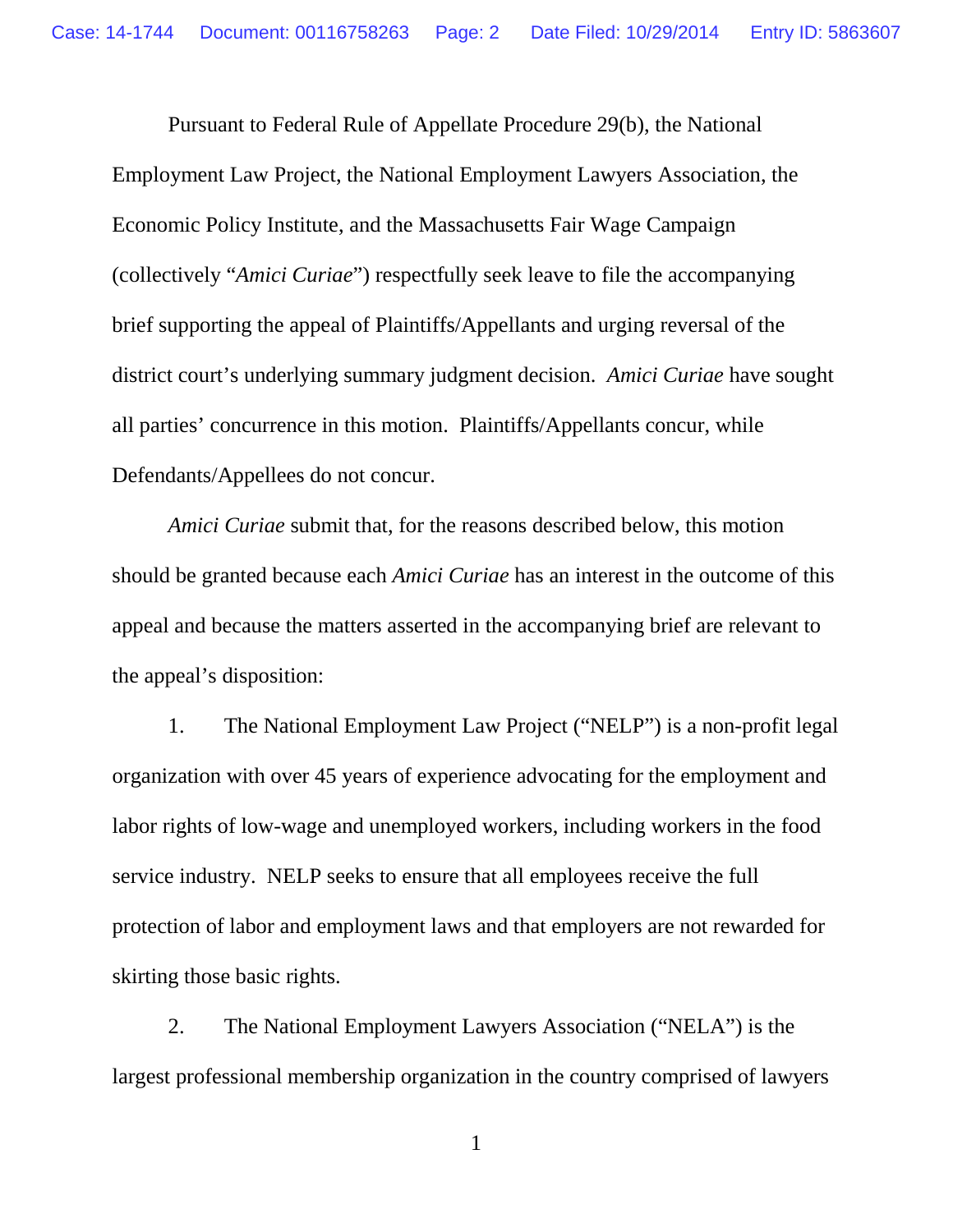Pursuant to Federal Rule of Appellate Procedure 29(b), the National Employment Law Project, the National Employment Lawyers Association, the Economic Policy Institute, and the Massachusetts Fair Wage Campaign (collectively "*Amici Curiae*") respectfully seek leave to file the accompanying brief supporting the appeal of Plaintiffs/Appellants and urging reversal of the district court's underlying summary judgment decision. *Amici Curiae* have sought all parties' concurrence in this motion. Plaintiffs/Appellants concur, while Defendants/Appellees do not concur.

*Amici Curiae* submit that, for the reasons described below, this motion should be granted because each *Amici Curiae* has an interest in the outcome of this appeal and because the matters asserted in the accompanying brief are relevant to the appeal's disposition:

1. The National Employment Law Project ("NELP") is a non-profit legal organization with over 45 years of experience advocating for the employment and labor rights of low-wage and unemployed workers, including workers in the food service industry. NELP seeks to ensure that all employees receive the full protection of labor and employment laws and that employers are not rewarded for skirting those basic rights.

2. The National Employment Lawyers Association ("NELA") is the largest professional membership organization in the country comprised of lawyers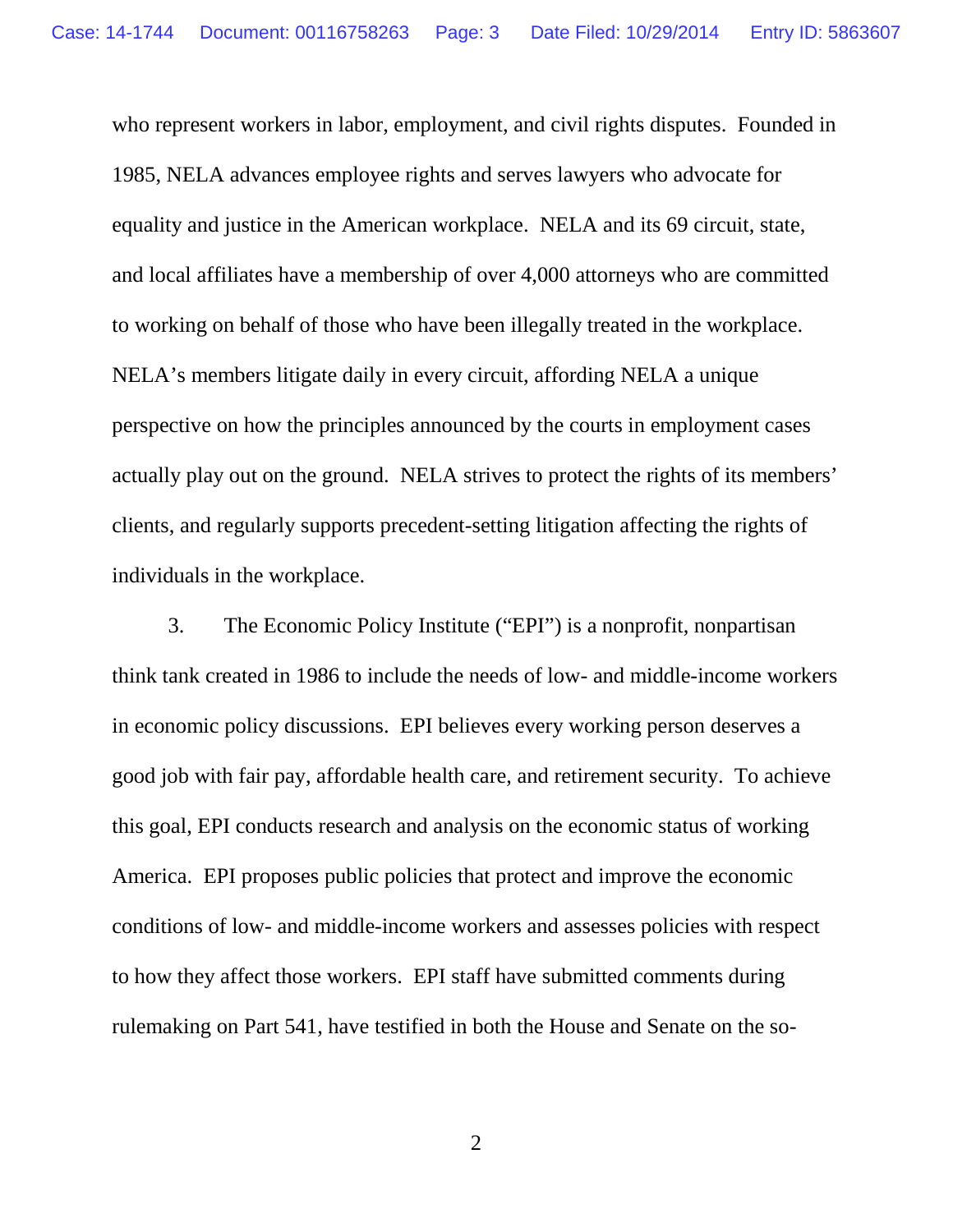who represent workers in labor, employment, and civil rights disputes. Founded in 1985, NELA advances employee rights and serves lawyers who advocate for equality and justice in the American workplace. NELA and its 69 circuit, state, and local affiliates have a membership of over 4,000 attorneys who are committed to working on behalf of those who have been illegally treated in the workplace. NELA's members litigate daily in every circuit, affording NELA a unique perspective on how the principles announced by the courts in employment cases actually play out on the ground. NELA strives to protect the rights of its members' clients, and regularly supports precedent-setting litigation affecting the rights of individuals in the workplace.

3. The Economic Policy Institute ("EPI") is a nonprofit, nonpartisan think tank created in 1986 to include the needs of low- and middle-income workers in economic policy discussions. EPI believes every working person deserves a good job with fair pay, affordable health care, and retirement security. To achieve this goal, EPI conducts research and analysis on the economic status of working America. EPI proposes public policies that protect and improve the economic conditions of low- and middle-income workers and assesses policies with respect to how they affect those workers. EPI staff have submitted comments during rulemaking on Part 541, have testified in both the House and Senate on the so-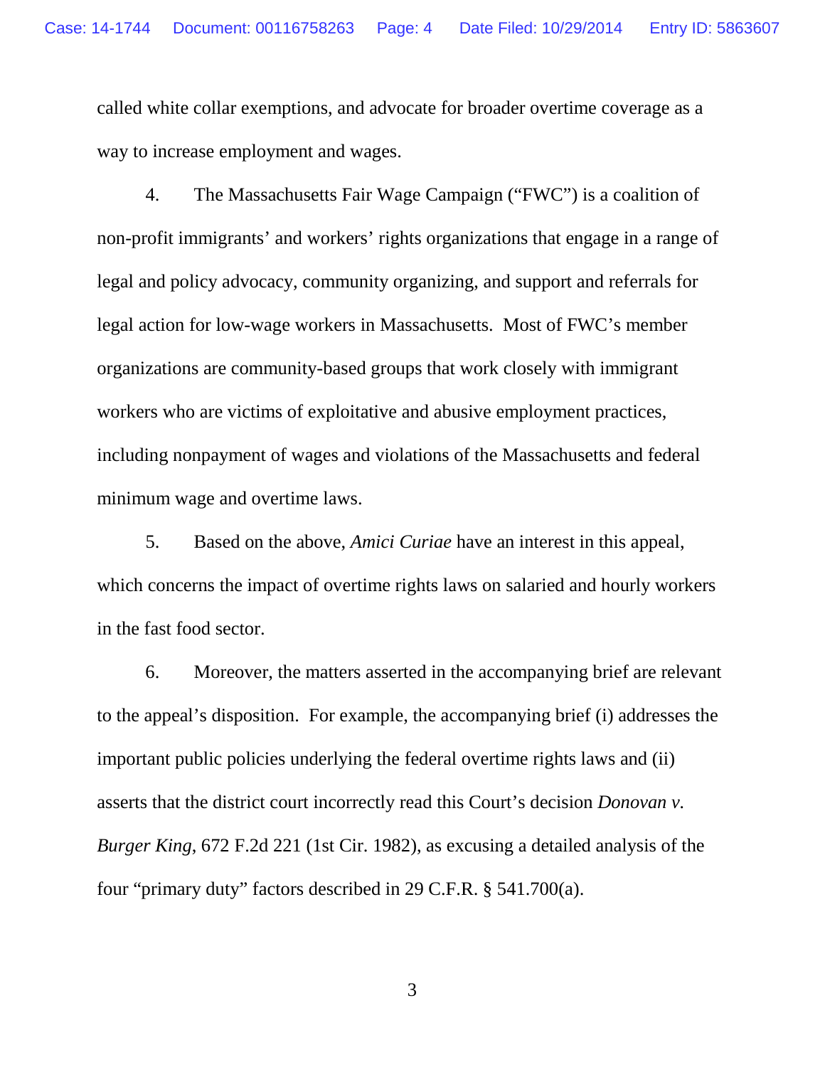called white collar exemptions, and advocate for broader overtime coverage as a way to increase employment and wages.

4. The Massachusetts Fair Wage Campaign ("FWC") is a coalition of non-profit immigrants' and workers' rights organizations that engage in a range of legal and policy advocacy, community organizing, and support and referrals for legal action for low-wage workers in Massachusetts. Most of FWC's member organizations are community-based groups that work closely with immigrant workers who are victims of exploitative and abusive employment practices, including nonpayment of wages and violations of the Massachusetts and federal minimum wage and overtime laws.

5. Based on the above, *Amici Curiae* have an interest in this appeal, which concerns the impact of overtime rights laws on salaried and hourly workers in the fast food sector.

6. Moreover, the matters asserted in the accompanying brief are relevant to the appeal's disposition. For example, the accompanying brief (i) addresses the important public policies underlying the federal overtime rights laws and (ii) asserts that the district court incorrectly read this Court's decision *Donovan v. Burger King*, 672 F.2d 221 (1st Cir. 1982), as excusing a detailed analysis of the four "primary duty" factors described in 29 C.F.R. § 541.700(a).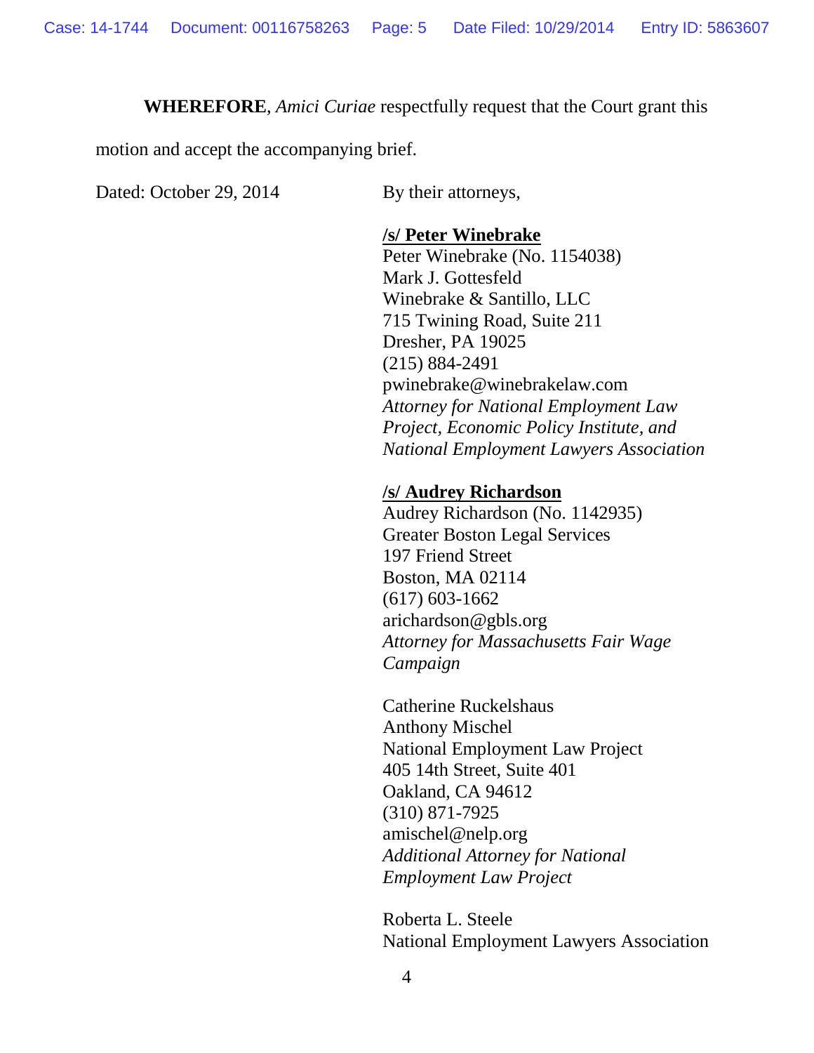**WHEREFORE**, *Amici Curiae* respectfully request that the Court grant this motion and accept the accompanying brief.

Dated: October 29, 2014

By their attorneys,

**/s/ Peter Winebrake**
Peter Winebrake (No. 1154038)
Mark J. Gottesfeld
Winebrake & Santillo, LLC
715 Twining Road, Suite 211
Dresher, PA 19025
(215) 884-2491
pwinebrake@winebrakelaw.com
*Attorney for National Employment Law Project, Economic Policy Institute, and National Employment Lawyers Association*

**/s/ Audrey Richardson**
Audrey Richardson (No. 1142935)
Greater Boston Legal Services
197 Friend Street
Boston, MA 02114
(617) 603-1662
arichardson@gbls.org
*Attorney for Massachusetts Fair Wage Campaign*

Catherine Ruckelshaus
Anthony Mischel
National Employment Law Project
405 14th Street, Suite 401
Oakland, CA 94612
(310) 871-7925
amischel@nelp.org
*Additional Attorney for National Employment Law Project*

Roberta L. Steele
National Employment Lawyers Association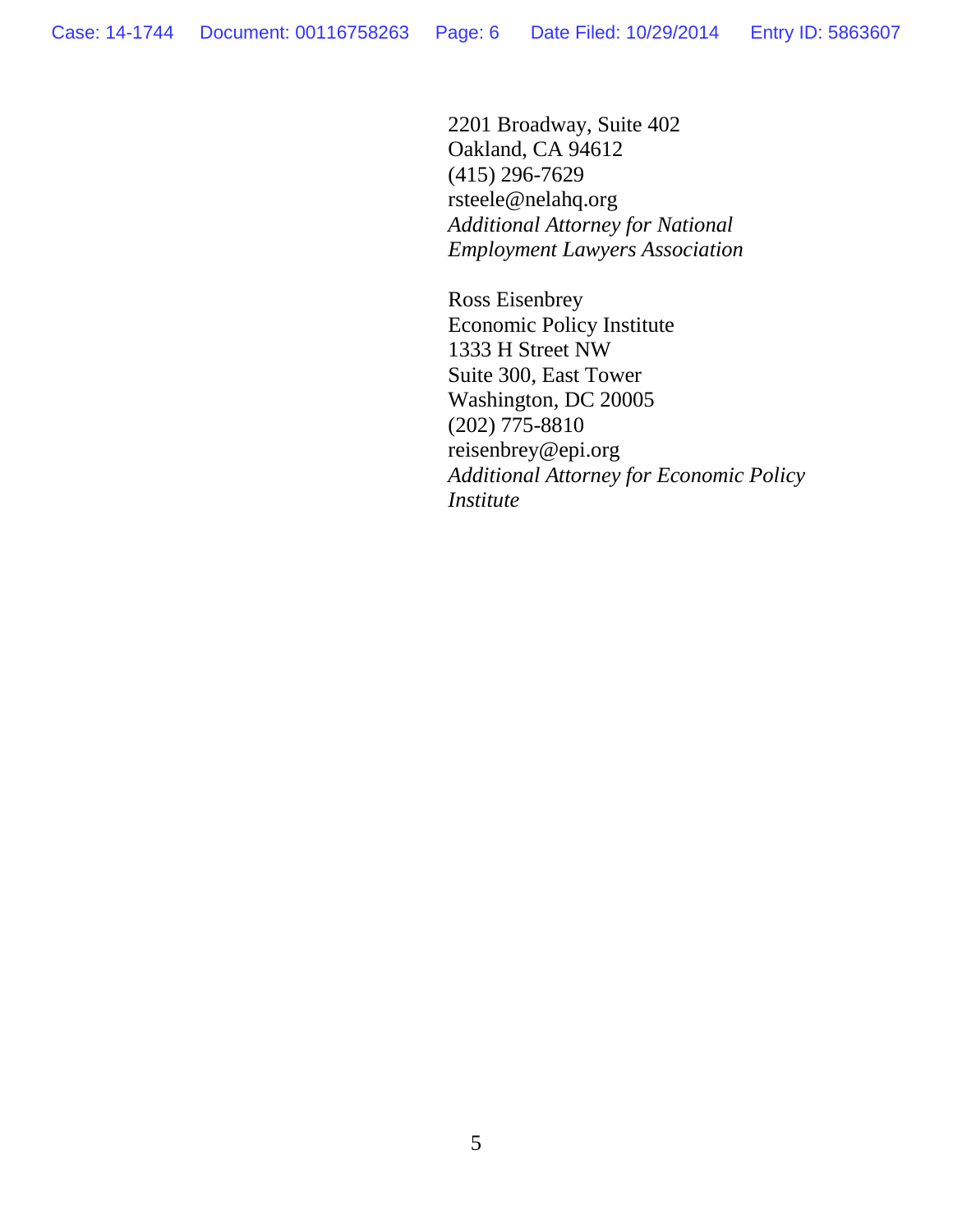2201 Broadway, Suite 402
Oakland, CA 94612
(415) 296-7629
rsteele@nelahq.org
*Additional Attorney for National Employment Lawyers Association*

Ross Eisenbrey
Economic Policy Institute
1333 H Street NW
Suite 300, East Tower
Washington, DC 20005
(202) 775-8810
reisenbrey@epi.org
*Additional Attorney for Economic Policy Institute*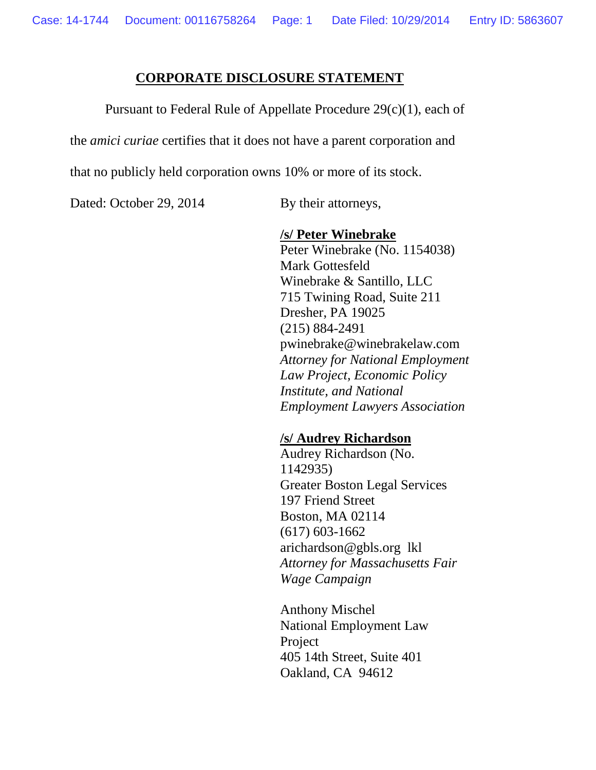## CORPORATE DISCLOSURE STATEMENT

Pursuant to Federal Rule of Appellate Procedure 29(c)(1), each of the *amici curiae* certifies that it does not have a parent corporation and that no publicly held corporation owns 10% or more of its stock.

Dated: October 29, 2014

By their attorneys,

**/s/ Peter Winebrake**
Peter Winebrake (No. 1154038)
Mark Gottesfeld
Winebrake & Santillo, LLC
715 Twining Road, Suite 211
Dresher, PA 19025
(215) 884-2491
pwinebrake@winebrakelaw.com
*Attorney for National Employment Law Project, Economic Policy Institute, and National Employment Lawyers Association*

**/s/ Audrey Richardson**
Audrey Richardson (No. 1142935)
Greater Boston Legal Services
197 Friend Street
Boston, MA 02114
(617) 603-1662
arichardson@gbls.org lkl
*Attorney for Massachusetts Fair Wage Campaign*

Anthony Mischel
National Employment Law Project
405 14th Street, Suite 401
Oakland, CA 94612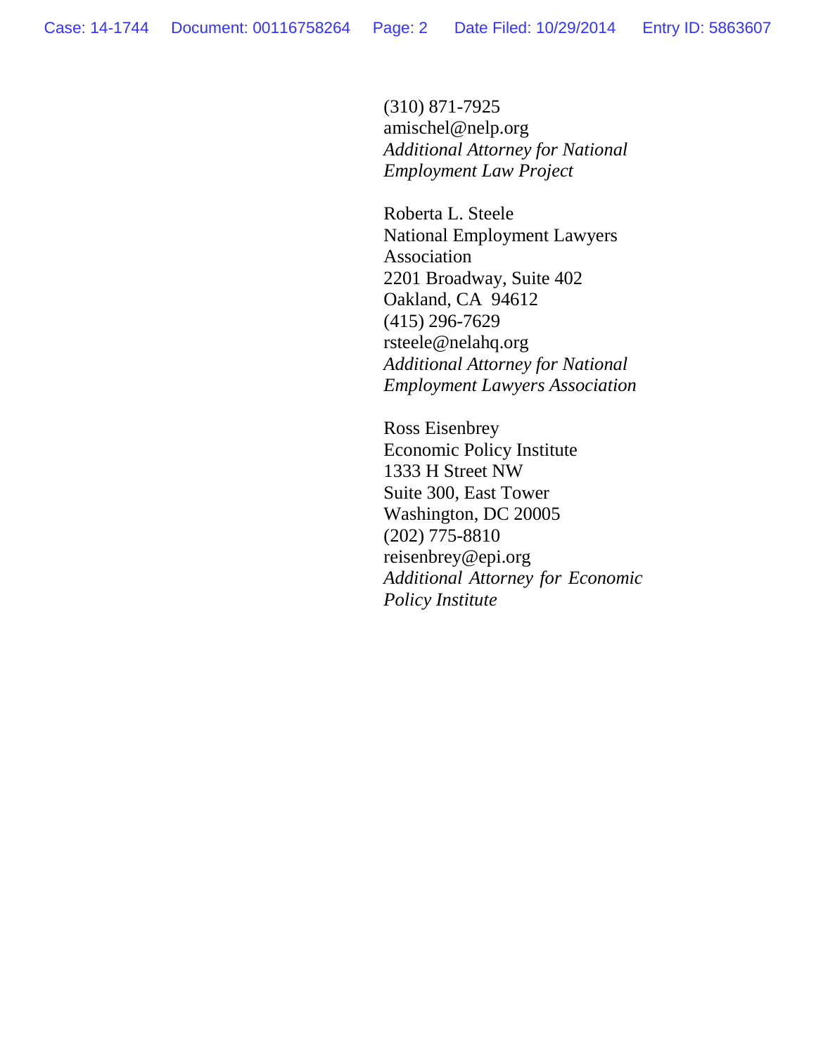(310) 871-7925
amischel@nelp.org
*Additional Attorney for National Employment Law Project*

Roberta L. Steele
National Employment Lawyers Association
2201 Broadway, Suite 402
Oakland, CA 94612
(415) 296-7629
rsteele@nelahq.org
*Additional Attorney for National Employment Lawyers Association*

Ross Eisenbrey
Economic Policy Institute
1333 H Street NW
Suite 300, East Tower
Washington, DC 20005
(202) 775-8810
reisenbrey@epi.org
*Additional Attorney for Economic Policy Institute*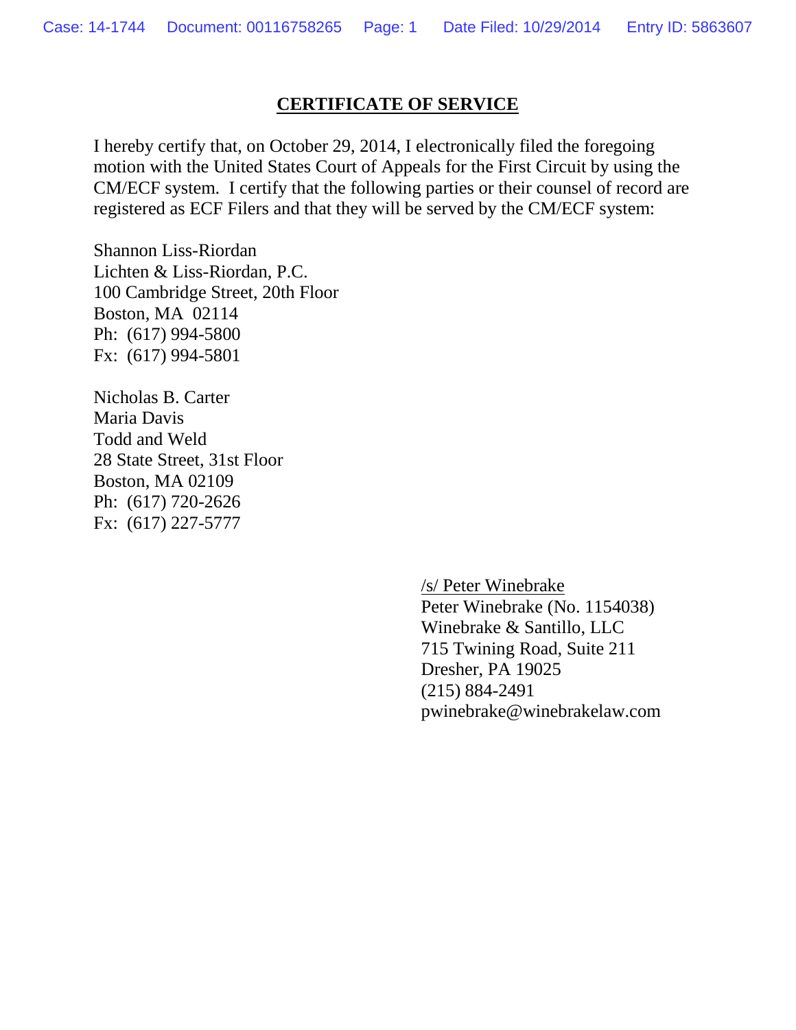## CERTIFICATE OF SERVICE

I hereby certify that, on October 29, 2014, I electronically filed the foregoing motion with the United States Court of Appeals for the First Circuit by using the CM/ECF system. I certify that the following parties or their counsel of record are registered as ECF Filers and that they will be served by the CM/ECF system:

Shannon Liss-Riordan
Lichten & Liss-Riordan, P.C.
100 Cambridge Street, 20th Floor
Boston, MA 02114
Ph: (617) 994-5800
Fx: (617) 994-5801

Nicholas B. Carter
Maria Davis
Todd and Weld
28 State Street, 31st Floor
Boston, MA 02109
Ph: (617) 720-2626
Fx: (617) 227-5777

/s/ Peter Winebrake
Peter Winebrake (No. 1154038)
Winebrake & Santillo, LLC
715 Twining Road, Suite 211
Dresher, PA 19025
(215) 884-2491
pwinebrake@winebrakelaw.com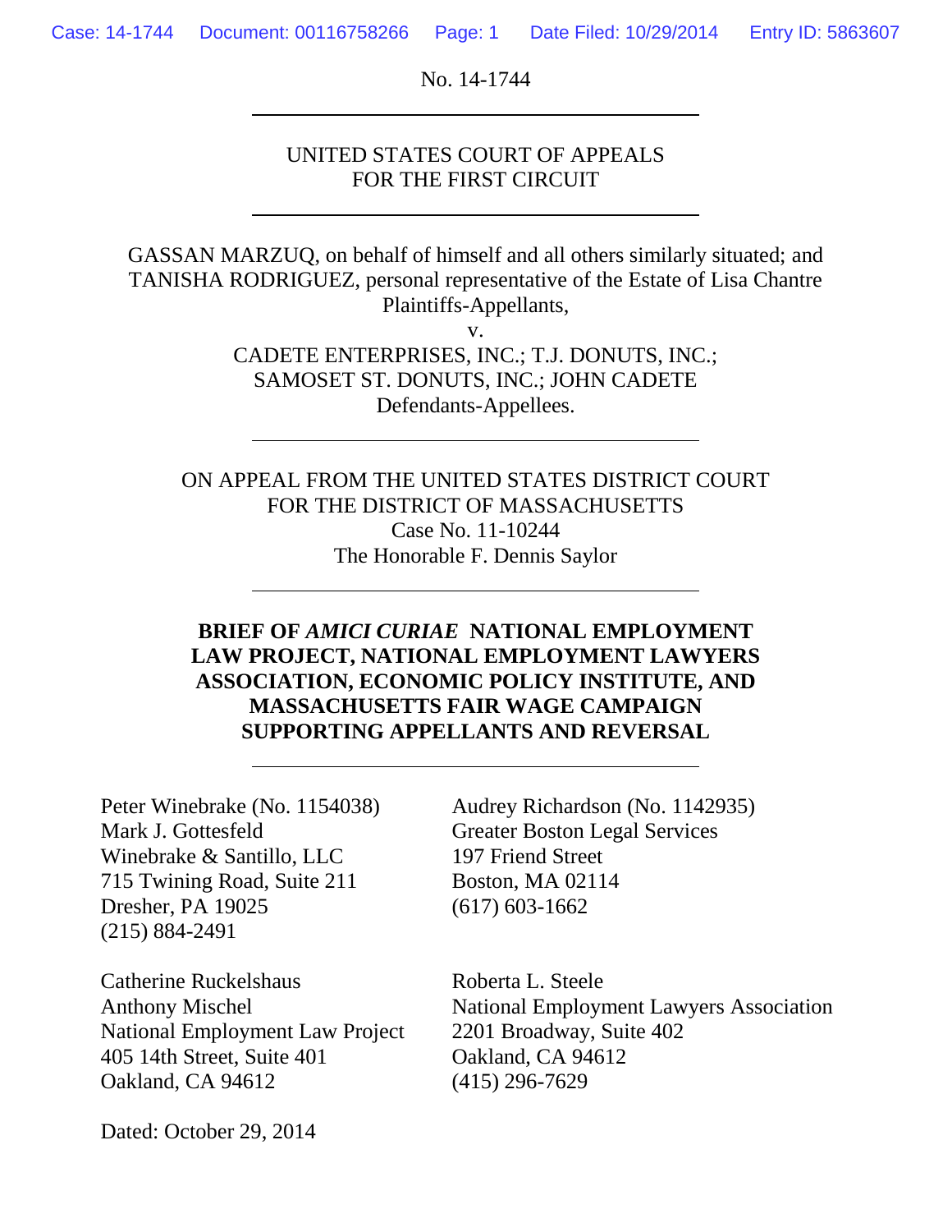No. 14-1744

---

UNITED STATES COURT OF APPEALS
FOR THE FIRST CIRCUIT

---

GASSAN MARZUQ, on behalf of himself and all others similarly situated; and TANISHA RODRIGUEZ, personal representative of the Estate of Lisa Chantre
Plaintiffs-Appellants,

v.

CADETE ENTERPRISES, INC.; T.J. DONUTS, INC.; SAMOSET ST. DONUTS, INC.; JOHN CADETE
Defendants-Appellees.

---

ON APPEAL FROM THE UNITED STATES DISTRICT COURT
FOR THE DISTRICT OF MASSACHUSETTS
Case No. 11-10244
The Honorable F. Dennis Saylor

---

**BRIEF OF *AMICI CURIAE* NATIONAL EMPLOYMENT LAW PROJECT, NATIONAL EMPLOYMENT LAWYERS ASSOCIATION, ECONOMIC POLICY INSTITUTE, AND MASSACHUSETTS FAIR WAGE CAMPAIGN SUPPORTING APPELLANTS AND REVERSAL**

---

Peter Winebrake (No. 1154038)
Mark J. Gottesfeld
Winebrake & Santillo, LLC
715 Twining Road, Suite 211
Dresher, PA 19025
(215) 884-2491

Audrey Richardson (No. 1142935)
Greater Boston Legal Services
197 Friend Street
Boston, MA 02114
(617) 603-1662

Catherine Ruckelshaus
Anthony Mischel
National Employment Law Project
405 14th Street, Suite 401
Oakland, CA 94612

Roberta L. Steele
National Employment Lawyers Association
2201 Broadway, Suite 402
Oakland, CA 94612
(415) 296-7629

Dated: October 29, 2014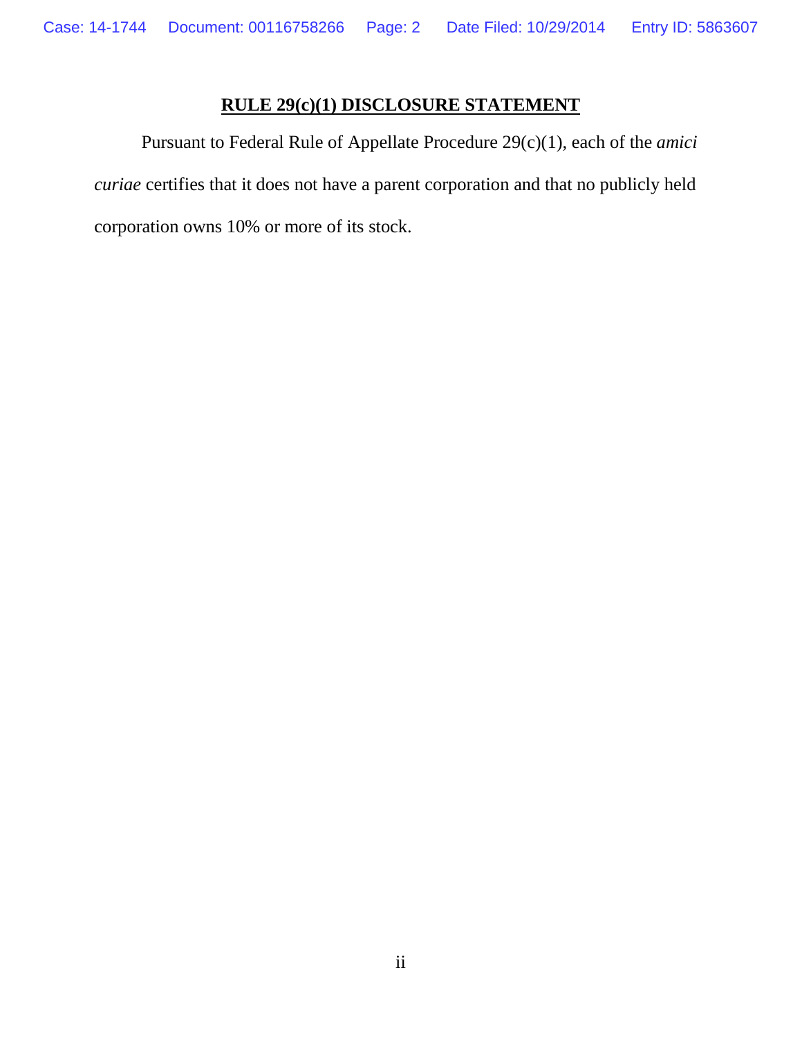## RULE 29(c)(1) DISCLOSURE STATEMENT

Pursuant to Federal Rule of Appellate Procedure 29(c)(1), each of the *amici curiae* certifies that it does not have a parent corporation and that no publicly held corporation owns 10% or more of its stock.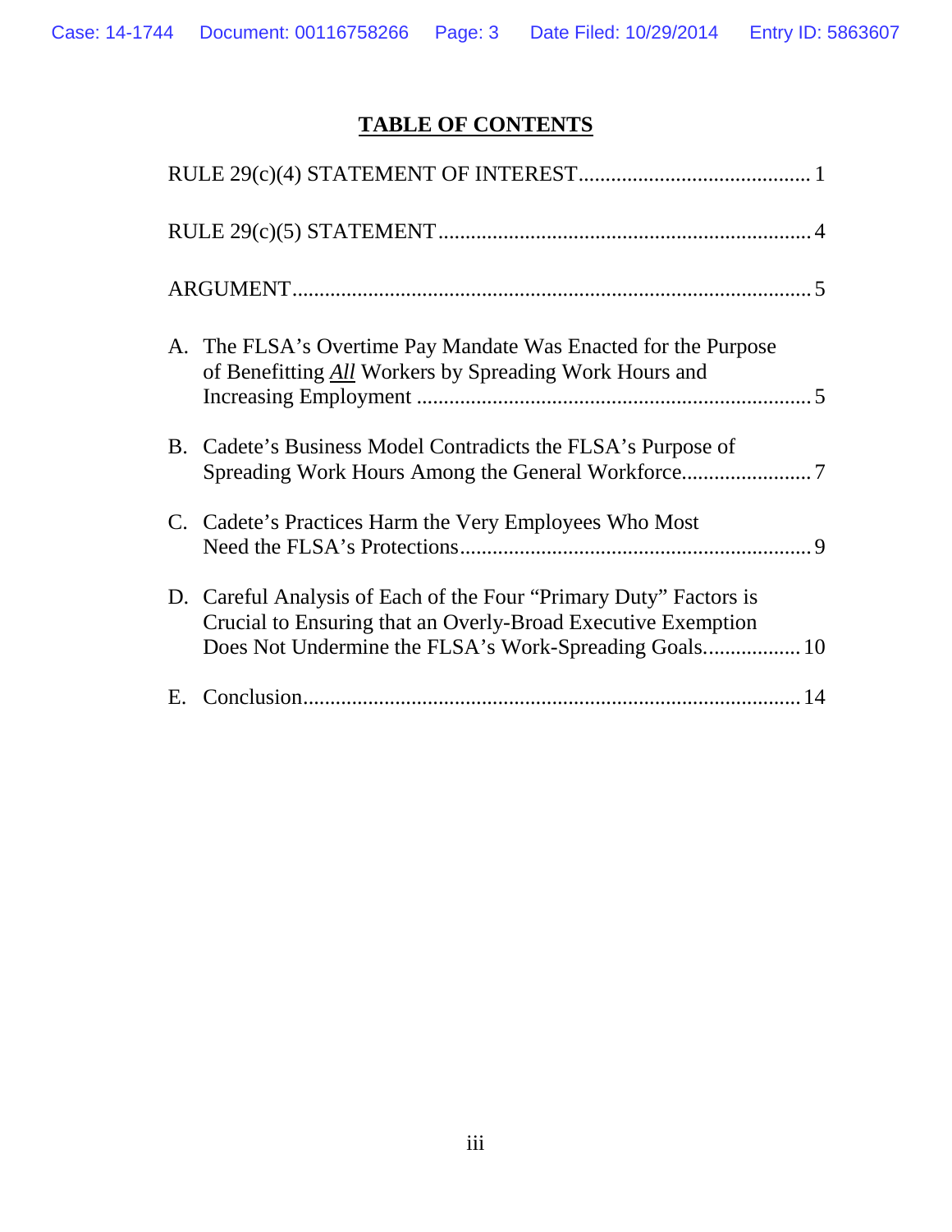## TABLE OF CONTENTS

RULE 29(c)(4) STATEMENT OF INTEREST .......................................... 1

RULE 29(c)(5) STATEMENT .................................................................... 4

ARGUMENT ............................................................................................... 5

A. The FLSA's Overtime Pay Mandate Was Enacted for the Purpose of Benefitting ***All*** Workers by Spreading Work Hours and Increasing Employment ......................................................................... 5

B. Cadete's Business Model Contradicts the FLSA's Purpose of Spreading Work Hours Among the General Workforce ........................ 7

C. Cadete's Practices Harm the Very Employees Who Most Need the FLSA's Protections ................................................................ 9

D. Careful Analysis of Each of the Four "Primary Duty" Factors is Crucial to Ensuring that an Overly-Broad Executive Exemption Does Not Undermine the FLSA's Work-Spreading Goals ................. 10

E. Conclusion ........................................................................................... 14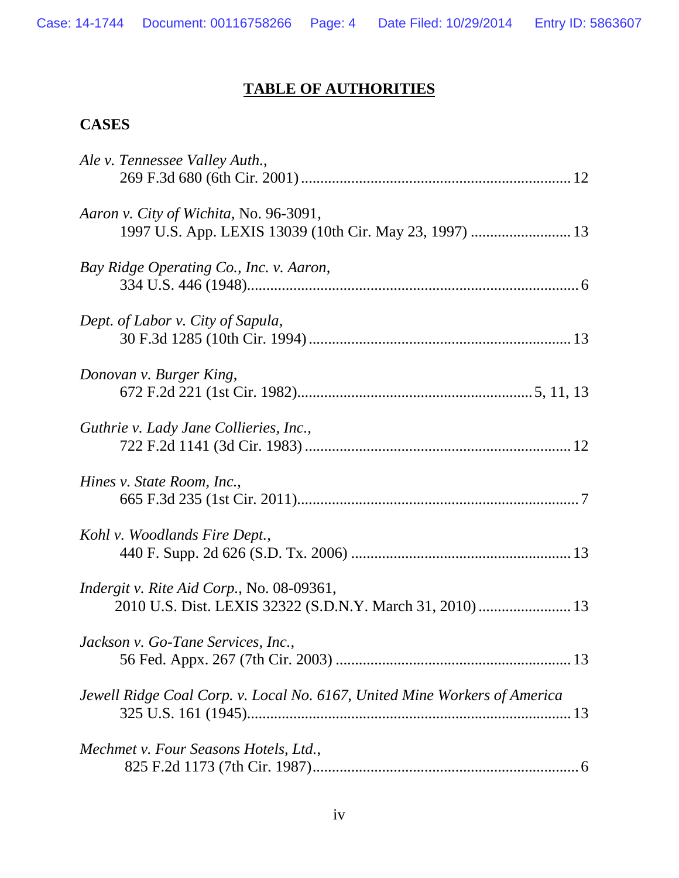# TABLE OF AUTHORITIES

## CASES

*Ale v. Tennessee Valley Auth.*,
269 F.3d 680 (6th Cir. 2001) ........................................................................ 12

*Aaron v. City of Wichita*, No. 96-3091,
1997 U.S. App. LEXIS 13039 (10th Cir. May 23, 1997) .......................... 13

*Bay Ridge Operating Co., Inc. v. Aaron*,
334 U.S. 446 (1948)........................................................................................ 6

*Dept. of Labor v. City of Sapula*,
30 F.3d 1285 (10th Cir. 1994) ...................................................................... 13

*Donovan v. Burger King*,
672 F.2d 221 (1st Cir. 1982)............................................................. 5, 11, 13

*Guthrie v. Lady Jane Collieries, Inc.*,
722 F.2d 1141 (3d Cir. 1983) ....................................................................... 12

*Hines v. State Room, Inc.*,
665 F.3d 235 (1st Cir. 2011)........................................................................... 7

*Kohl v. Woodlands Fire Dept.*,
440 F. Supp. 2d 626 (S.D. Tx. 2006) ........................................................... 13

*Indergit v. Rite Aid Corp.*, No. 08-09361,
2010 U.S. Dist. LEXIS 32322 (S.D.N.Y. March 31, 2010) ........................ 13

*Jackson v. Go-Tane Services, Inc.*,
56 Fed. Appx. 267 (7th Cir. 2003) ............................................................... 13

*Jewell Ridge Coal Corp. v. Local No. 6167, United Mine Workers of America*
325 U.S. 161 (1945)....................................................................................... 13

*Mechmet v. Four Seasons Hotels, Ltd.*,
825 F.2d 1173 (7th Cir. 1987)........................................................................ 6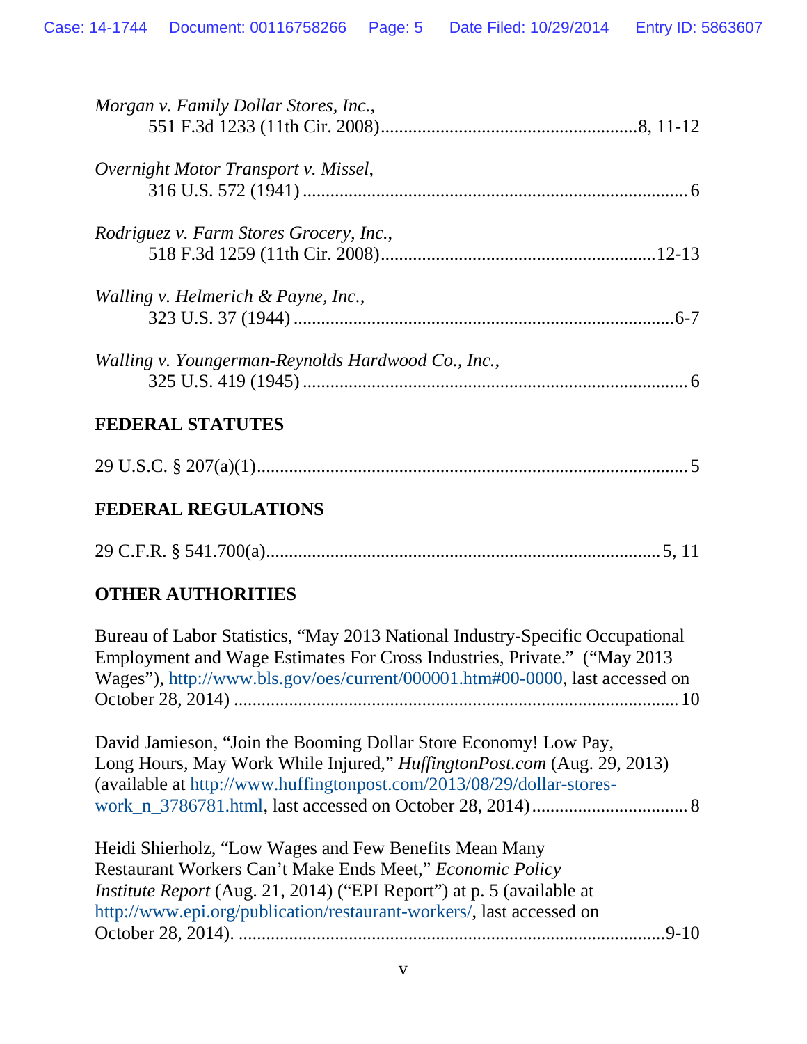*Morgan v. Family Dollar Stores, Inc.*,
551 F.3d 1233 (11th Cir. 2008) ........................................................ 8, 11-12

*Overnight Motor Transport v. Missel*,
316 U.S. 572 (1941) ..................................................................................... 6

*Rodriguez v. Farm Stores Grocery, Inc.*,
518 F.3d 1259 (11th Cir. 2008) ........................................................... 12-13

*Walling v. Helmerich & Payne, Inc.*,
323 U.S. 37 (1944) ................................................................................... 6-7

*Walling v. Youngerman-Reynolds Hardwood Co., Inc.*,
325 U.S. 419 (1945) ..................................................................................... 6

**FEDERAL STATUTES**

29 U.S.C. § 207(a)(1) ............................................................................................. 5

**FEDERAL REGULATIONS**

29 C.F.R. § 541.700(a) ..................................................................................... 5, 11

**OTHER AUTHORITIES**

Bureau of Labor Statistics, "May 2013 National Industry-Specific Occupational Employment and Wage Estimates For Cross Industries, Private." ("May 2013 Wages"), http://www.bls.gov/oes/current/000001.htm#00-0000, last accessed on October 28, 2014) ................................................................................. 10

David Jamieson, "Join the Booming Dollar Store Economy! Low Pay, Long Hours, May Work While Injured," *HuffingtonPost.com* (Aug. 29, 2013) (available at http://www.huffingtonpost.com/2013/08/29/dollar-stores-work_n_3786781.html, last accessed on October 28, 2014) .................................. 8

Heidi Shierholz, "Low Wages and Few Benefits Mean Many Restaurant Workers Can't Make Ends Meet," *Economic Policy Institute Report* (Aug. 21, 2014) ("EPI Report") at p. 5 (available at http://www.epi.org/publication/restaurant-workers/, last accessed on October 28, 2014). ............................................................................................ 9-10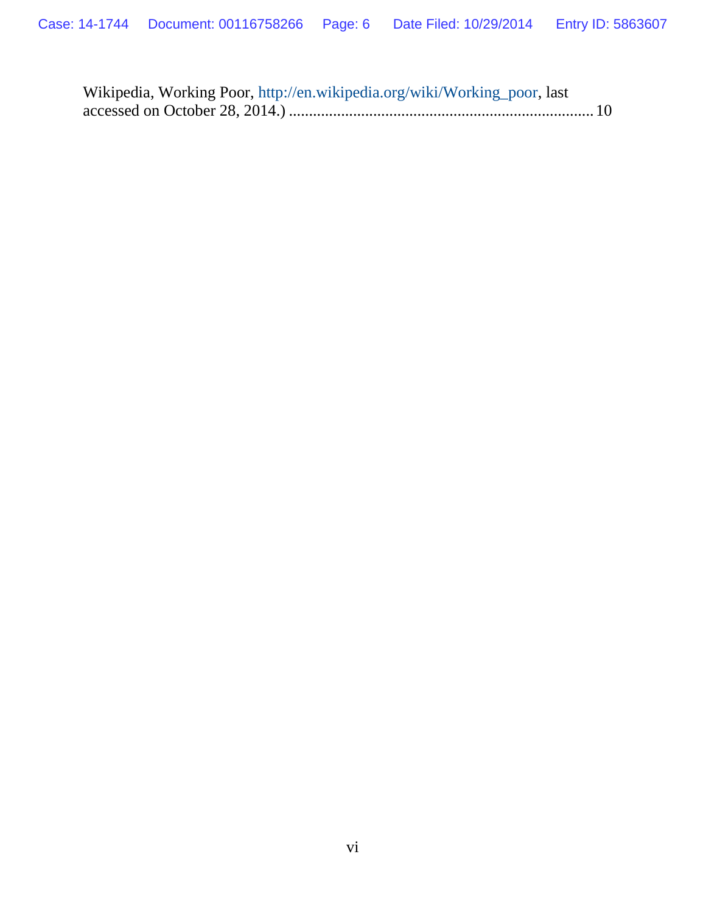Wikipedia, Working Poor, http://en.wikipedia.org/wiki/Working_poor, last accessed on October 28, 2014.) ............................................................................ 10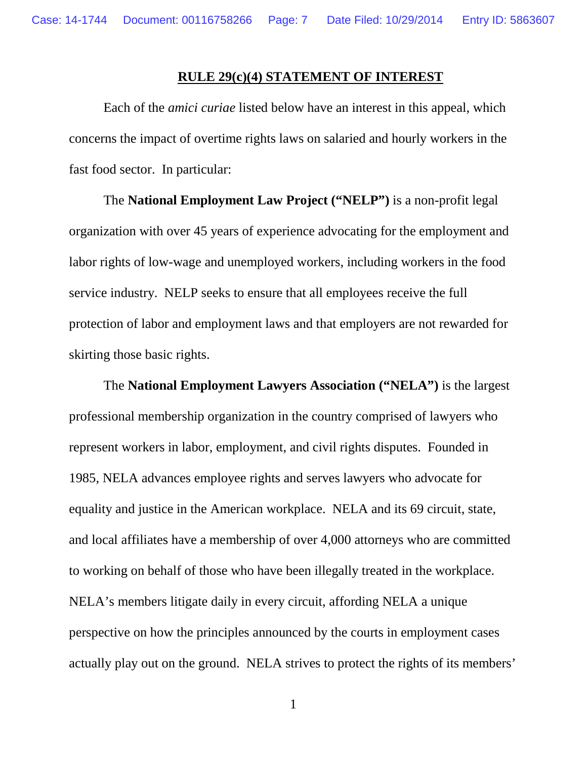## RULE 29(c)(4) STATEMENT OF INTEREST

Each of the *amici curiae* listed below have an interest in this appeal, which concerns the impact of overtime rights laws on salaried and hourly workers in the fast food sector. In particular:

The **National Employment Law Project ("NELP")** is a non-profit legal organization with over 45 years of experience advocating for the employment and labor rights of low-wage and unemployed workers, including workers in the food service industry. NELP seeks to ensure that all employees receive the full protection of labor and employment laws and that employers are not rewarded for skirting those basic rights.

The **National Employment Lawyers Association ("NELA")** is the largest professional membership organization in the country comprised of lawyers who represent workers in labor, employment, and civil rights disputes. Founded in 1985, NELA advances employee rights and serves lawyers who advocate for equality and justice in the American workplace. NELA and its 69 circuit, state, and local affiliates have a membership of over 4,000 attorneys who are committed to working on behalf of those who have been illegally treated in the workplace. NELA's members litigate daily in every circuit, affording NELA a unique perspective on how the principles announced by the courts in employment cases actually play out on the ground. NELA strives to protect the rights of its members'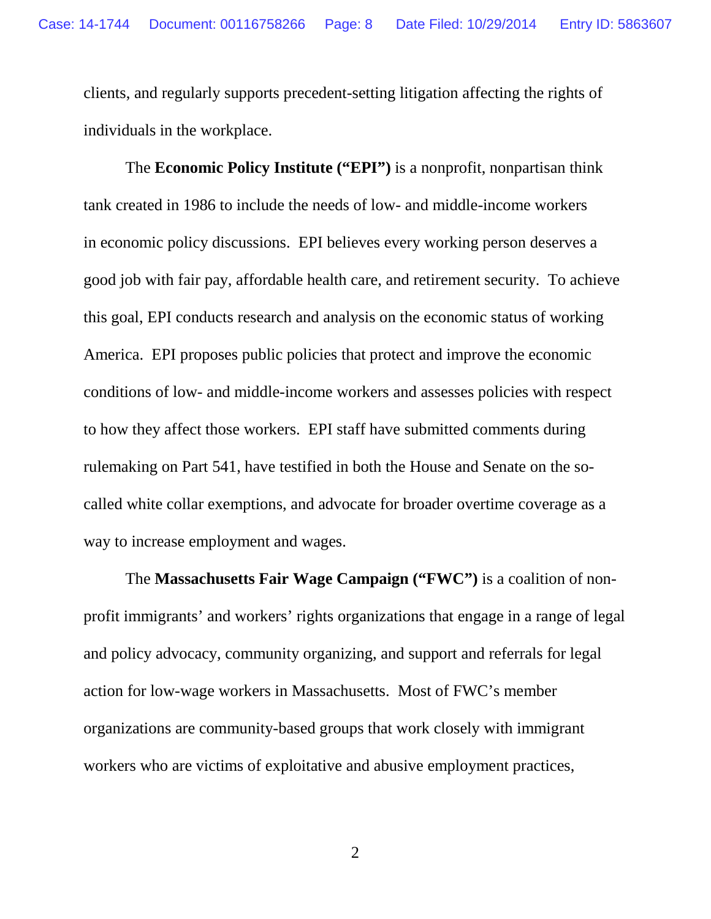clients, and regularly supports precedent-setting litigation affecting the rights of individuals in the workplace.

The **Economic Policy Institute ("EPI")** is a nonprofit, nonpartisan think tank created in 1986 to include the needs of low- and middle-income workers in economic policy discussions. EPI believes every working person deserves a good job with fair pay, affordable health care, and retirement security. To achieve this goal, EPI conducts research and analysis on the economic status of working America. EPI proposes public policies that protect and improve the economic conditions of low- and middle-income workers and assesses policies with respect to how they affect those workers. EPI staff have submitted comments during rulemaking on Part 541, have testified in both the House and Senate on the so-called white collar exemptions, and advocate for broader overtime coverage as a way to increase employment and wages.

The **Massachusetts Fair Wage Campaign ("FWC")** is a coalition of non-profit immigrants' and workers' rights organizations that engage in a range of legal and policy advocacy, community organizing, and support and referrals for legal action for low-wage workers in Massachusetts. Most of FWC's member organizations are community-based groups that work closely with immigrant workers who are victims of exploitative and abusive employment practices,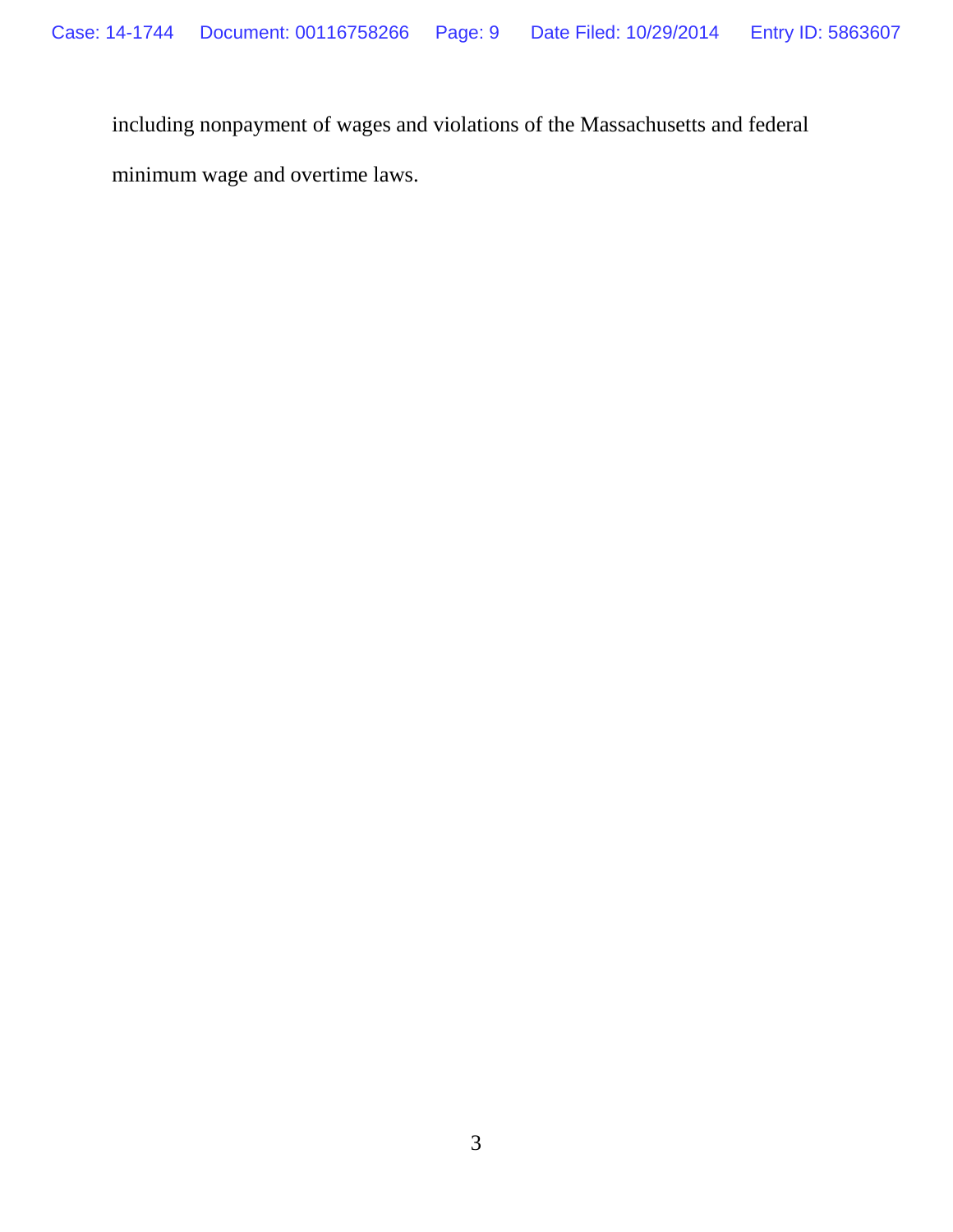including nonpayment of wages and violations of the Massachusetts and federal minimum wage and overtime laws.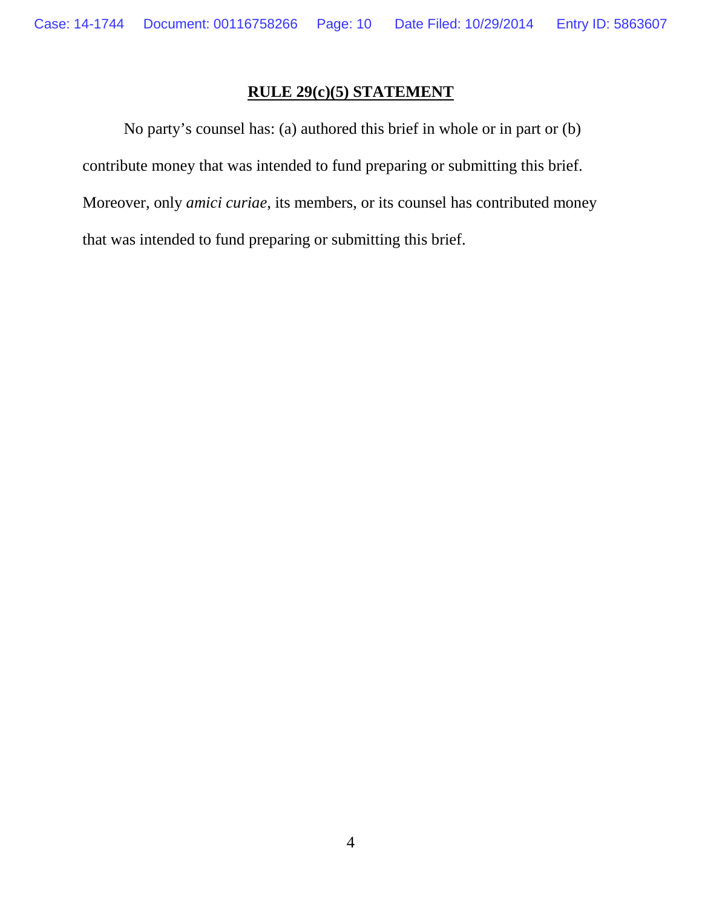## RULE 29(c)(5) STATEMENT

No party's counsel has: (a) authored this brief in whole or in part or (b) contribute money that was intended to fund preparing or submitting this brief. Moreover, only *amici curiae*, its members, or its counsel has contributed money that was intended to fund preparing or submitting this brief.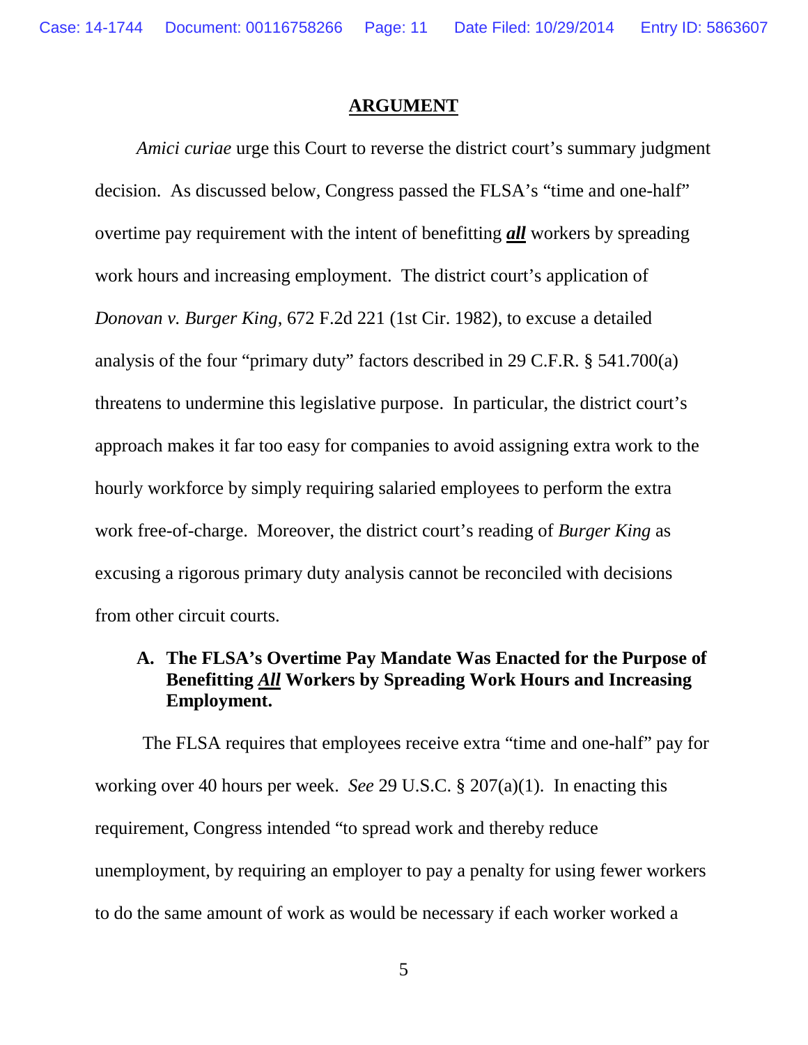## ARGUMENT

*Amici curiae* urge this Court to reverse the district court's summary judgment decision. As discussed below, Congress passed the FLSA's "time and one-half" overtime pay requirement with the intent of benefitting ***all*** workers by spreading work hours and increasing employment. The district court's application of *Donovan v. Burger King*, 672 F.2d 221 (1st Cir. 1982), to excuse a detailed analysis of the four "primary duty" factors described in 29 C.F.R. § 541.700(a) threatens to undermine this legislative purpose. In particular, the district court's approach makes it far too easy for companies to avoid assigning extra work to the hourly workforce by simply requiring salaried employees to perform the extra work free-of-charge. Moreover, the district court's reading of *Burger King* as excusing a rigorous primary duty analysis cannot be reconciled with decisions from other circuit courts.

### A. The FLSA's Overtime Pay Mandate Was Enacted for the Purpose of Benefitting ***All*** Workers by Spreading Work Hours and Increasing Employment.

The FLSA requires that employees receive extra "time and one-half" pay for working over 40 hours per week. *See* 29 U.S.C. § 207(a)(1). In enacting this requirement, Congress intended "to spread work and thereby reduce unemployment, by requiring an employer to pay a penalty for using fewer workers to do the same amount of work as would be necessary if each worker worked a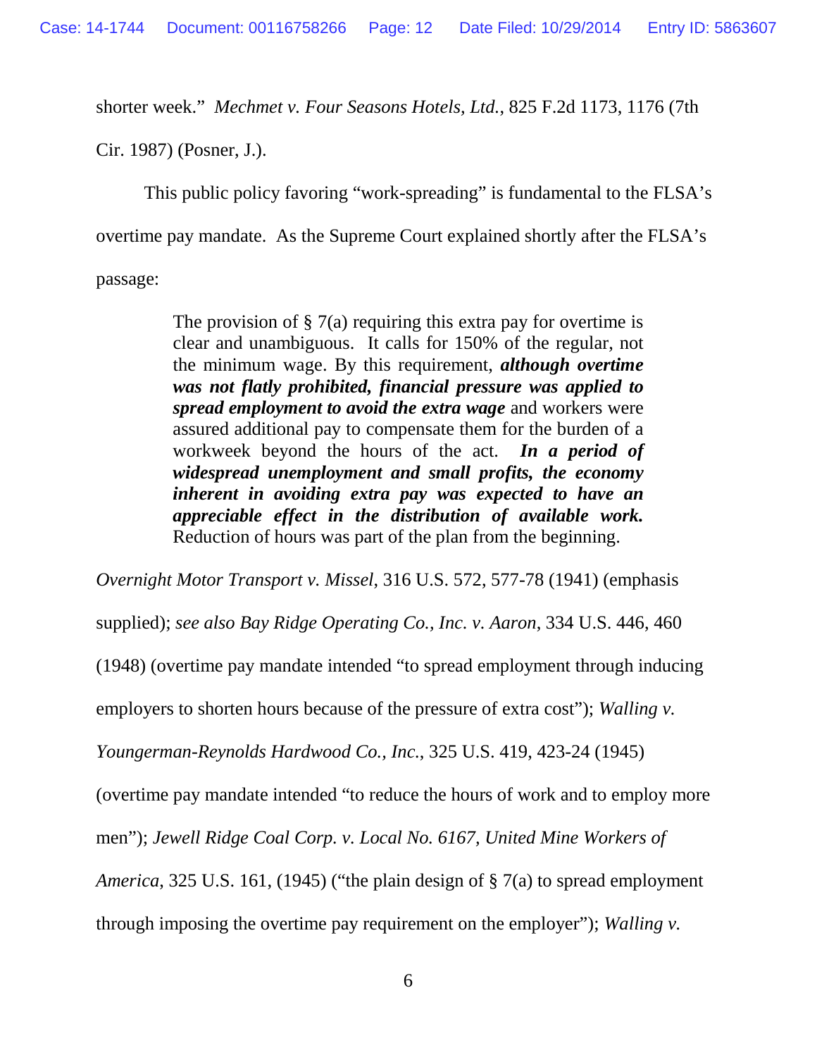shorter week." *Mechmet v. Four Seasons Hotels, Ltd.*, 825 F.2d 1173, 1176 (7th Cir. 1987) (Posner, J.).

This public policy favoring "work-spreading" is fundamental to the FLSA's overtime pay mandate. As the Supreme Court explained shortly after the FLSA's passage:

> The provision of § 7(a) requiring this extra pay for overtime is clear and unambiguous. It calls for 150% of the regular, not the minimum wage. By this requirement, ***although overtime was not flatly prohibited, financial pressure was applied to spread employment to avoid the extra wage*** and workers were assured additional pay to compensate them for the burden of a workweek beyond the hours of the act. ***In a period of widespread unemployment and small profits, the economy inherent in avoiding extra pay was expected to have an appreciable effect in the distribution of available work.*** Reduction of hours was part of the plan from the beginning.

*Overnight Motor Transport v. Missel*, 316 U.S. 572, 577-78 (1941) (emphasis supplied); *see also Bay Ridge Operating Co., Inc. v. Aaron*, 334 U.S. 446, 460 (1948) (overtime pay mandate intended "to spread employment through inducing employers to shorten hours because of the pressure of extra cost"); *Walling v. Youngerman-Reynolds Hardwood Co., Inc.*, 325 U.S. 419, 423-24 (1945) (overtime pay mandate intended "to reduce the hours of work and to employ more men"); *Jewell Ridge Coal Corp. v. Local No. 6167, United Mine Workers of America*, 325 U.S. 161, (1945) ("the plain design of § 7(a) to spread employment through imposing the overtime pay requirement on the employer"); *Walling v.*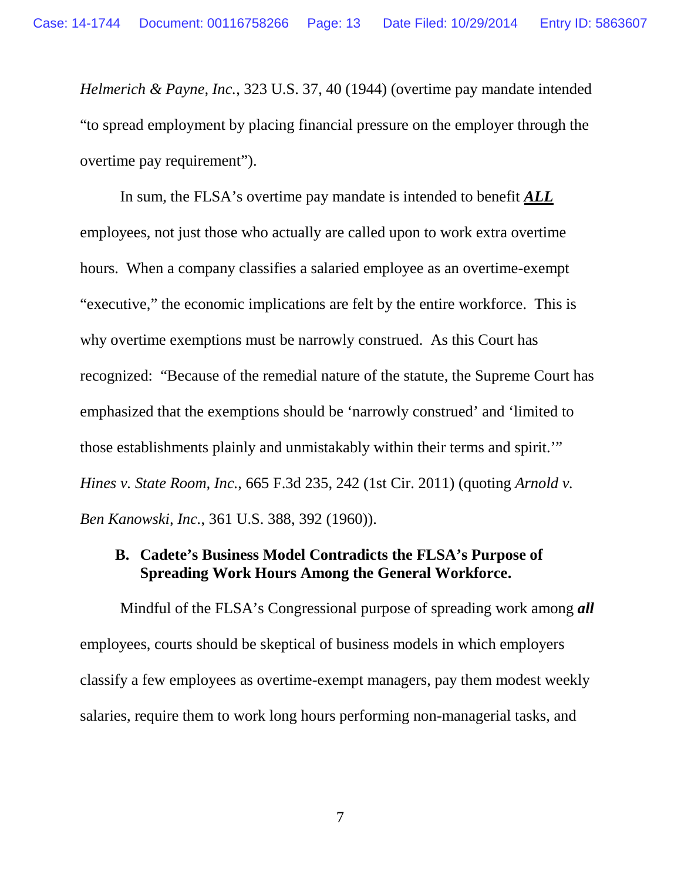*Helmerich & Payne, Inc.*, 323 U.S. 37, 40 (1944) (overtime pay mandate intended "to spread employment by placing financial pressure on the employer through the overtime pay requirement").

In sum, the FLSA's overtime pay mandate is intended to benefit ***ALL*** employees, not just those who actually are called upon to work extra overtime hours. When a company classifies a salaried employee as an overtime-exempt "executive," the economic implications are felt by the entire workforce. This is why overtime exemptions must be narrowly construed. As this Court has recognized: "Because of the remedial nature of the statute, the Supreme Court has emphasized that the exemptions should be 'narrowly construed' and 'limited to those establishments plainly and unmistakably within their terms and spirit.'" *Hines v. State Room, Inc.*, 665 F.3d 235, 242 (1st Cir. 2011) (quoting *Arnold v. Ben Kanowski, Inc.*, 361 U.S. 388, 392 (1960)).

### B. Cadete's Business Model Contradicts the FLSA's Purpose of Spreading Work Hours Among the General Workforce.

Mindful of the FLSA's Congressional purpose of spreading work among ***all*** employees, courts should be skeptical of business models in which employers classify a few employees as overtime-exempt managers, pay them modest weekly salaries, require them to work long hours performing non-managerial tasks, and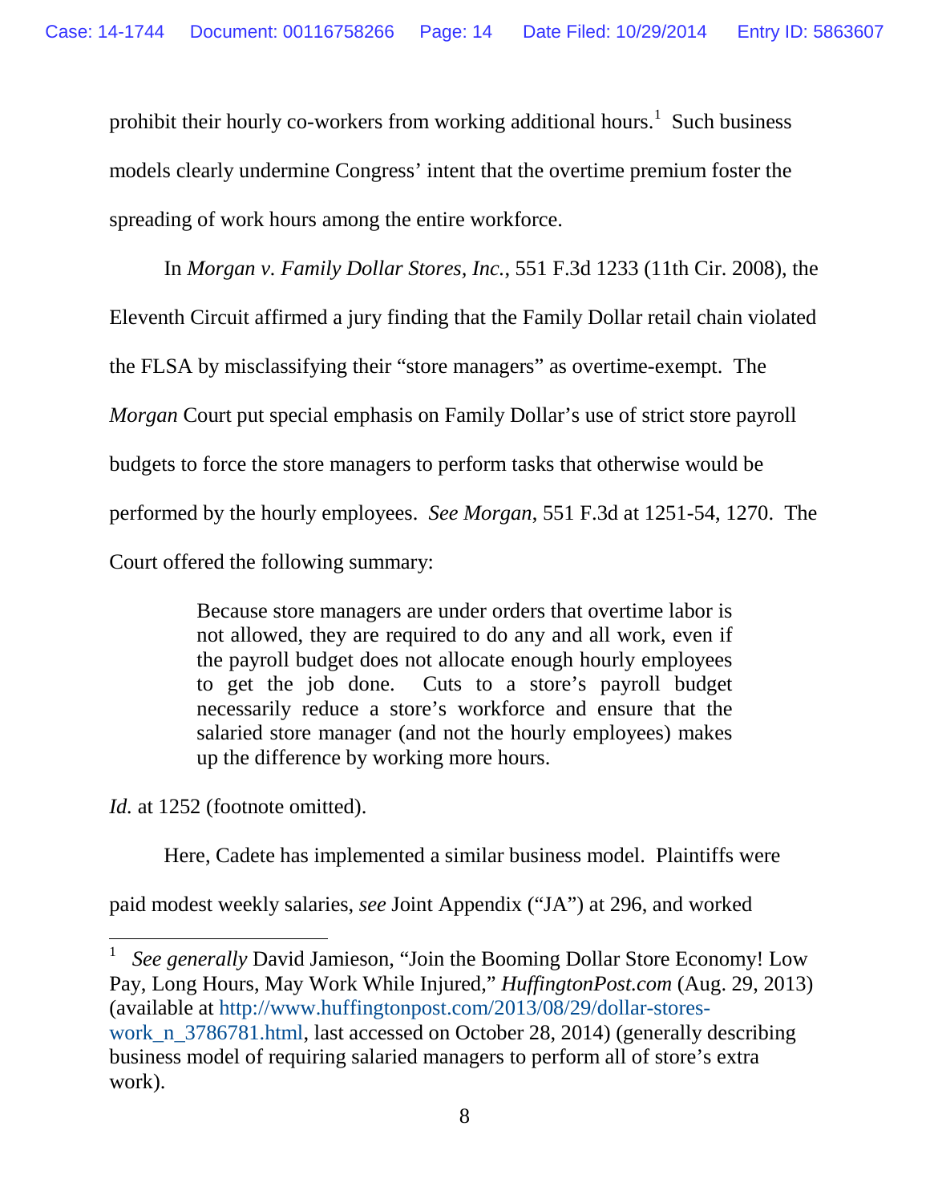prohibit their hourly co-workers from working additional hours.[1] Such business models clearly undermine Congress' intent that the overtime premium foster the spreading of work hours among the entire workforce.

In *Morgan v. Family Dollar Stores, Inc.*, 551 F.3d 1233 (11th Cir. 2008), the Eleventh Circuit affirmed a jury finding that the Family Dollar retail chain violated the FLSA by misclassifying their "store managers" as overtime-exempt. The *Morgan* Court put special emphasis on Family Dollar's use of strict store payroll budgets to force the store managers to perform tasks that otherwise would be performed by the hourly employees. *See Morgan*, 551 F.3d at 1251-54, 1270. The Court offered the following summary:

> Because store managers are under orders that overtime labor is not allowed, they are required to do any and all work, even if the payroll budget does not allocate enough hourly employees to get the job done. Cuts to a store's payroll budget necessarily reduce a store's workforce and ensure that the salaried store manager (and not the hourly employees) makes up the difference by working more hours.

*Id.* at 1252 (footnote omitted).

Here, Cadete has implemented a similar business model. Plaintiffs were paid modest weekly salaries, *see* Joint Appendix ("JA") at 296, and worked

---

[1] *See generally* David Jamieson, "Join the Booming Dollar Store Economy! Low Pay, Long Hours, May Work While Injured," *HuffingtonPost.com* (Aug. 29, 2013) (available at http://www.huffingtonpost.com/2013/08/29/dollar-stores-work_n_3786781.html, last accessed on October 28, 2014) (generally describing business model of requiring salaried managers to perform all of store's extra work).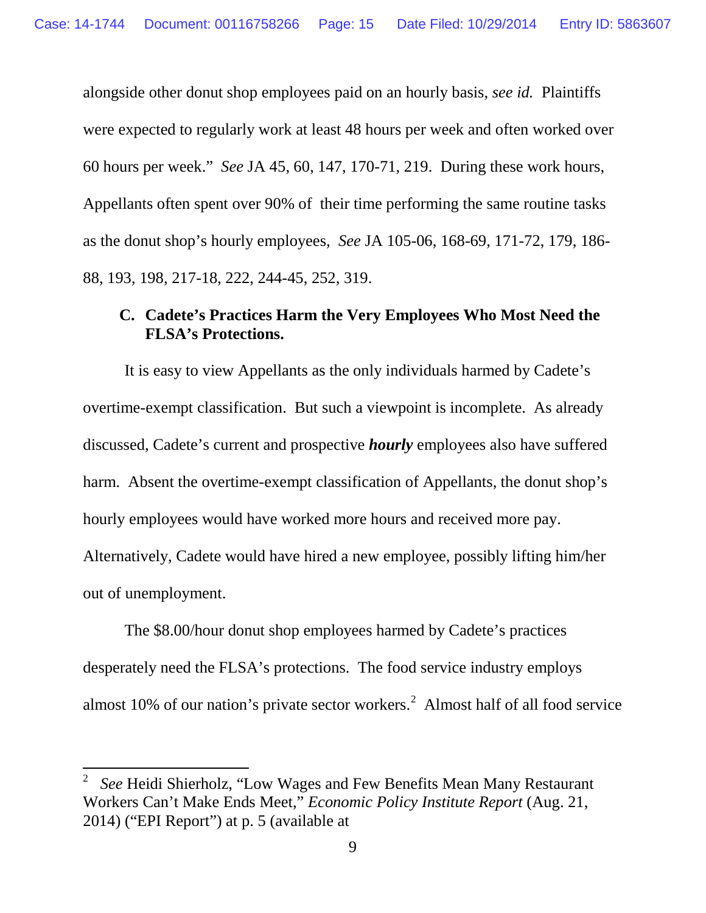alongside other donut shop employees paid on an hourly basis, *see id.* Plaintiffs were expected to regularly work at least 48 hours per week and often worked over 60 hours per week." *See* JA 45, 60, 147, 170-71, 219. During these work hours, Appellants often spent over 90% of their time performing the same routine tasks as the donut shop's hourly employees, *See* JA 105-06, 168-69, 171-72, 179, 186-88, 193, 198, 217-18, 222, 244-45, 252, 319.

### C. Cadete's Practices Harm the Very Employees Who Most Need the FLSA's Protections.

It is easy to view Appellants as the only individuals harmed by Cadete's overtime-exempt classification. But such a viewpoint is incomplete. As already discussed, Cadete's current and prospective ***hourly*** employees also have suffered harm. Absent the overtime-exempt classification of Appellants, the donut shop's hourly employees would have worked more hours and received more pay. Alternatively, Cadete would have hired a new employee, possibly lifting him/her out of unemployment.

The $8.00/hour donut shop employees harmed by Cadete's practices desperately need the FLSA's protections. The food service industry employs almost 10% of our nation's private sector workers.[2] Almost half of all food service

---

[2] *See* Heidi Shierholz, "Low Wages and Few Benefits Mean Many Restaurant Workers Can't Make Ends Meet," *Economic Policy Institute Report* (Aug. 21, 2014) ("EPI Report") at p. 5 (available at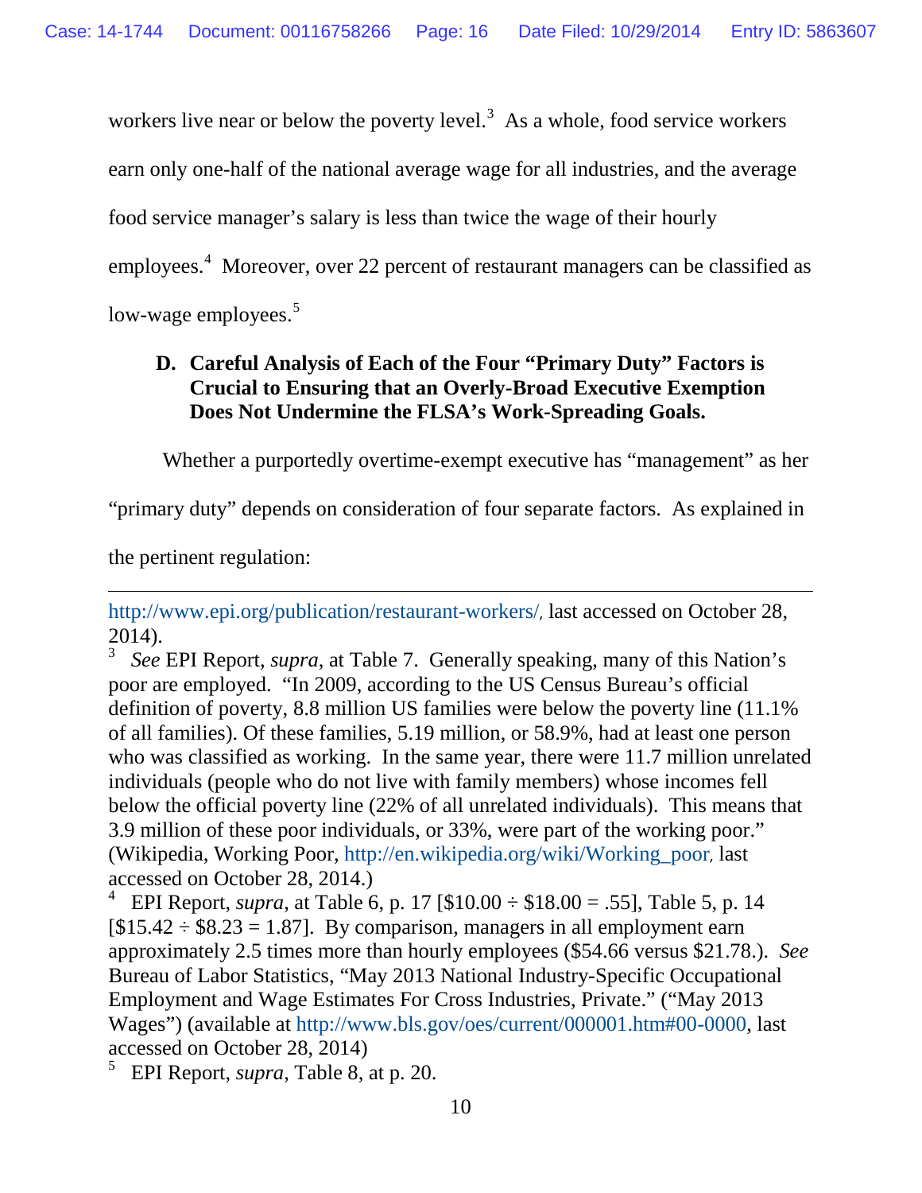workers live near or below the poverty level.[3] As a whole, food service workers earn only one-half of the national average wage for all industries, and the average food service manager's salary is less than twice the wage of their hourly employees.[4] Moreover, over 22 percent of restaurant managers can be classified as low-wage employees.[5]

### D. Careful Analysis of Each of the Four "Primary Duty" Factors is Crucial to Ensuring that an Overly-Broad Executive Exemption Does Not Undermine the FLSA's Work-Spreading Goals.

Whether a purportedly overtime-exempt executive has "management" as her "primary duty" depends on consideration of four separate factors. As explained in the pertinent regulation:

---

http://www.epi.org/publication/restaurant-workers/, last accessed on October 28, 2014).

[3] *See* EPI Report, *supra*, at Table 7. Generally speaking, many of this Nation's poor are employed. "In 2009, according to the US Census Bureau's official definition of poverty, 8.8 million US families were below the poverty line (11.1% of all families). Of these families, 5.19 million, or 58.9%, had at least one person who was classified as working. In the same year, there were 11.7 million unrelated individuals (people who do not live with family members) whose incomes fell below the official poverty line (22% of all unrelated individuals). This means that 3.9 million of these poor individuals, or 33%, were part of the working poor." (Wikipedia, Working Poor, http://en.wikipedia.org/wiki/Working_poor, last accessed on October 28, 2014.)

[4] EPI Report, *supra*, at Table 6, p. 17 [$10.00 ÷ $18.00 = .55], Table 5, p. 14 [$15.42 ÷ $8.23 = 1.87]. By comparison, managers in all employment earn approximately 2.5 times more than hourly employees ($54.66 versus $21.78.). *See* Bureau of Labor Statistics, "May 2013 National Industry-Specific Occupational Employment and Wage Estimates For Cross Industries, Private." ("May 2013 Wages") (available at http://www.bls.gov/oes/current/000001.htm#00-0000, last accessed on October 28, 2014)

[5] EPI Report, *supra*, Table 8, at p. 20.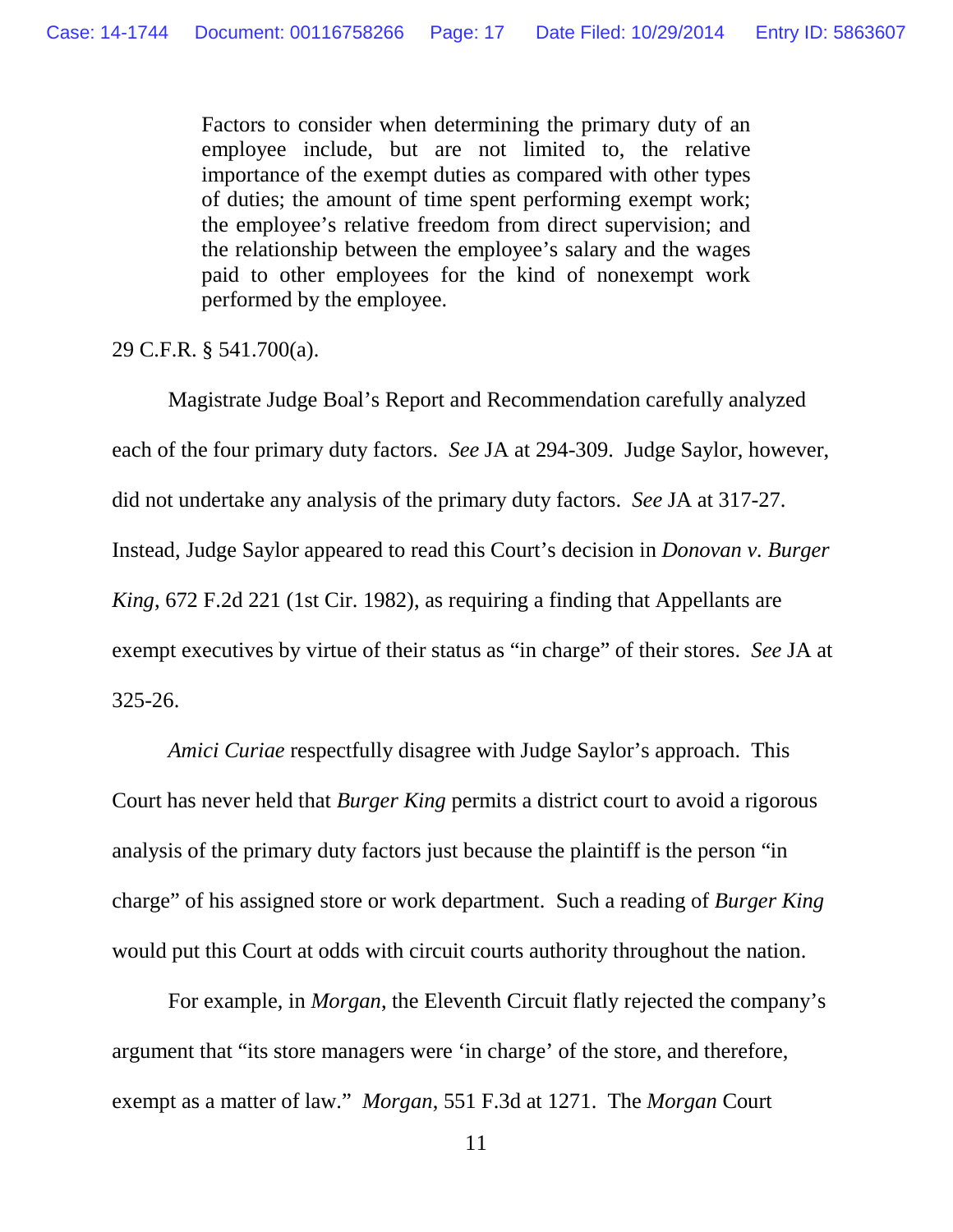> Factors to consider when determining the primary duty of an employee include, but are not limited to, the relative importance of the exempt duties as compared with other types of duties; the amount of time spent performing exempt work; the employee's relative freedom from direct supervision; and the relationship between the employee's salary and the wages paid to other employees for the kind of nonexempt work performed by the employee.

29 C.F.R. § 541.700(a).

Magistrate Judge Boal's Report and Recommendation carefully analyzed each of the four primary duty factors. *See* JA at 294-309. Judge Saylor, however, did not undertake any analysis of the primary duty factors. *See* JA at 317-27. Instead, Judge Saylor appeared to read this Court's decision in *Donovan v. Burger King*, 672 F.2d 221 (1st Cir. 1982), as requiring a finding that Appellants are exempt executives by virtue of their status as "in charge" of their stores. *See* JA at 325-26.

*Amici Curiae* respectfully disagree with Judge Saylor's approach. This Court has never held that *Burger King* permits a district court to avoid a rigorous analysis of the primary duty factors just because the plaintiff is the person "in charge" of his assigned store or work department. Such a reading of *Burger King* would put this Court at odds with circuit courts authority throughout the nation.

For example, in *Morgan*, the Eleventh Circuit flatly rejected the company's argument that "its store managers were 'in charge' of the store, and therefore, exempt as a matter of law." *Morgan*, 551 F.3d at 1271. The *Morgan* Court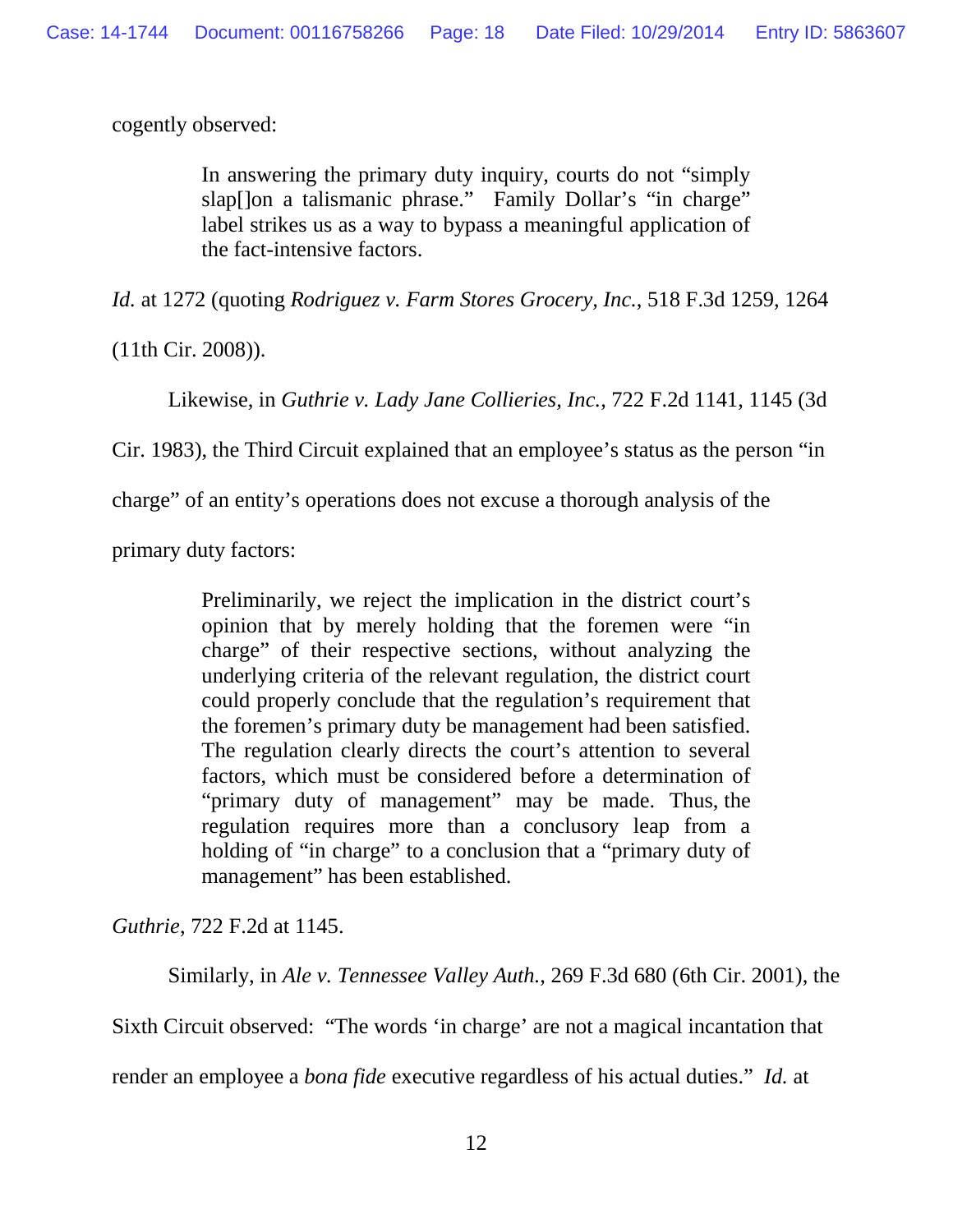cogently observed:

> In answering the primary duty inquiry, courts do not "simply slap[]on a talismanic phrase." Family Dollar's "in charge" label strikes us as a way to bypass a meaningful application of the fact-intensive factors.

*Id.* at 1272 (quoting *Rodriguez v. Farm Stores Grocery, Inc.*, 518 F.3d 1259, 1264 (11th Cir. 2008)).

Likewise, in *Guthrie v. Lady Jane Collieries, Inc.*, 722 F.2d 1141, 1145 (3d Cir. 1983), the Third Circuit explained that an employee's status as the person "in charge" of an entity's operations does not excuse a thorough analysis of the primary duty factors:

> Preliminarily, we reject the implication in the district court's opinion that by merely holding that the foremen were "in charge" of their respective sections, without analyzing the underlying criteria of the relevant regulation, the district court could properly conclude that the regulation's requirement that the foremen's primary duty be management had been satisfied. The regulation clearly directs the court's attention to several factors, which must be considered before a determination of "primary duty of management" may be made. Thus, the regulation requires more than a conclusory leap from a holding of "in charge" to a conclusion that a "primary duty of management" has been established.

*Guthrie*, 722 F.2d at 1145.

Similarly, in *Ale v. Tennessee Valley Auth.*, 269 F.3d 680 (6th Cir. 2001), the Sixth Circuit observed: "The words 'in charge' are not a magical incantation that render an employee a *bona fide* executive regardless of his actual duties." *Id.* at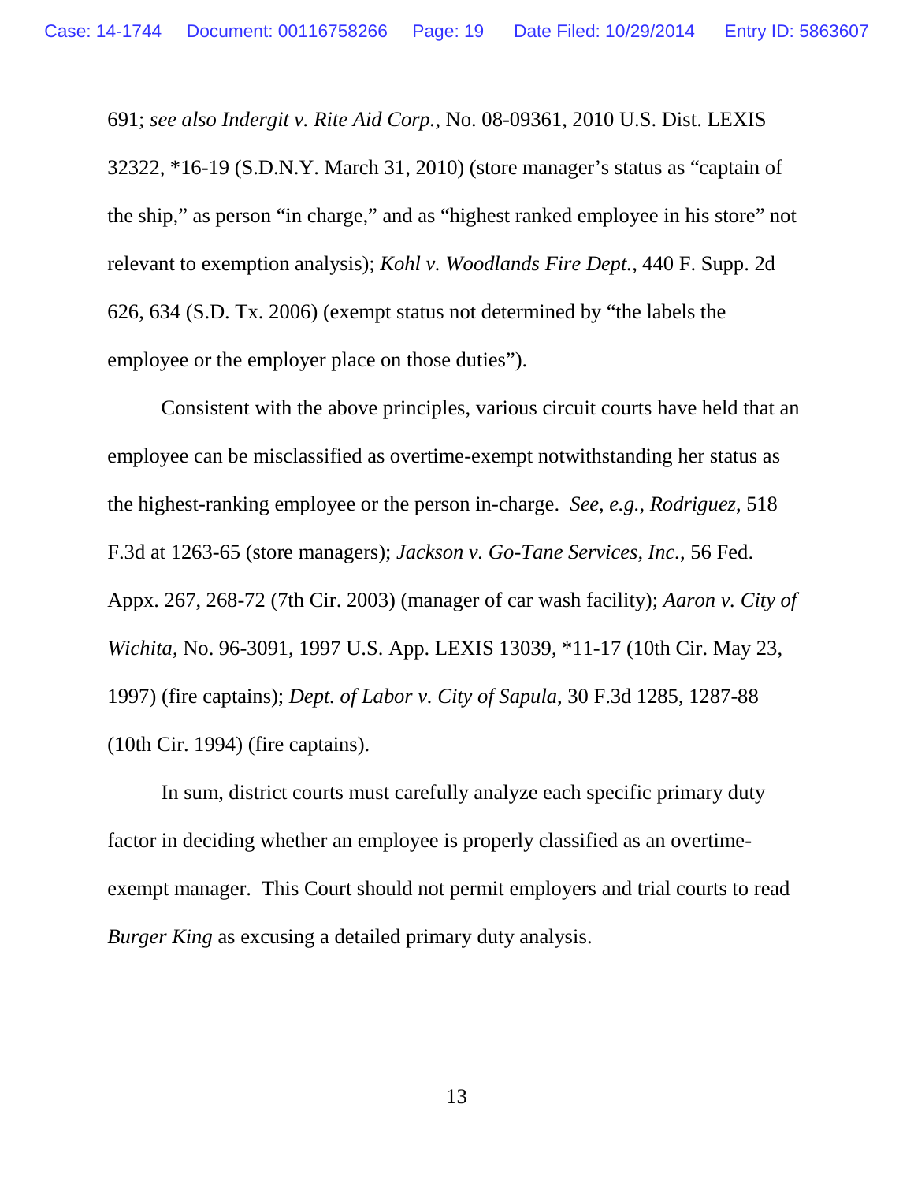691; *see also Indergit v. Rite Aid Corp.*, No. 08-09361, 2010 U.S. Dist. LEXIS 32322, *16-19 (S.D.N.Y. March 31, 2010) (store manager's status as "captain of the ship," as person "in charge," and as "highest ranked employee in his store" not relevant to exemption analysis); *Kohl v. Woodlands Fire Dept.*, 440 F. Supp. 2d 626, 634 (S.D. Tx. 2006) (exempt status not determined by "the labels the employee or the employer place on those duties").

Consistent with the above principles, various circuit courts have held that an employee can be misclassified as overtime-exempt notwithstanding her status as the highest-ranking employee or the person in-charge. *See, e.g.*, *Rodriguez*, 518 F.3d at 1263-65 (store managers); *Jackson v. Go-Tane Services, Inc.*, 56 Fed. Appx. 267, 268-72 (7th Cir. 2003) (manager of car wash facility); *Aaron v. City of Wichita*, No. 96-3091, 1997 U.S. App. LEXIS 13039, *11-17 (10th Cir. May 23, 1997) (fire captains); *Dept. of Labor v. City of Sapula*, 30 F.3d 1285, 1287-88 (10th Cir. 1994) (fire captains).

In sum, district courts must carefully analyze each specific primary duty factor in deciding whether an employee is properly classified as an overtime-exempt manager. This Court should not permit employers and trial courts to read *Burger King* as excusing a detailed primary duty analysis.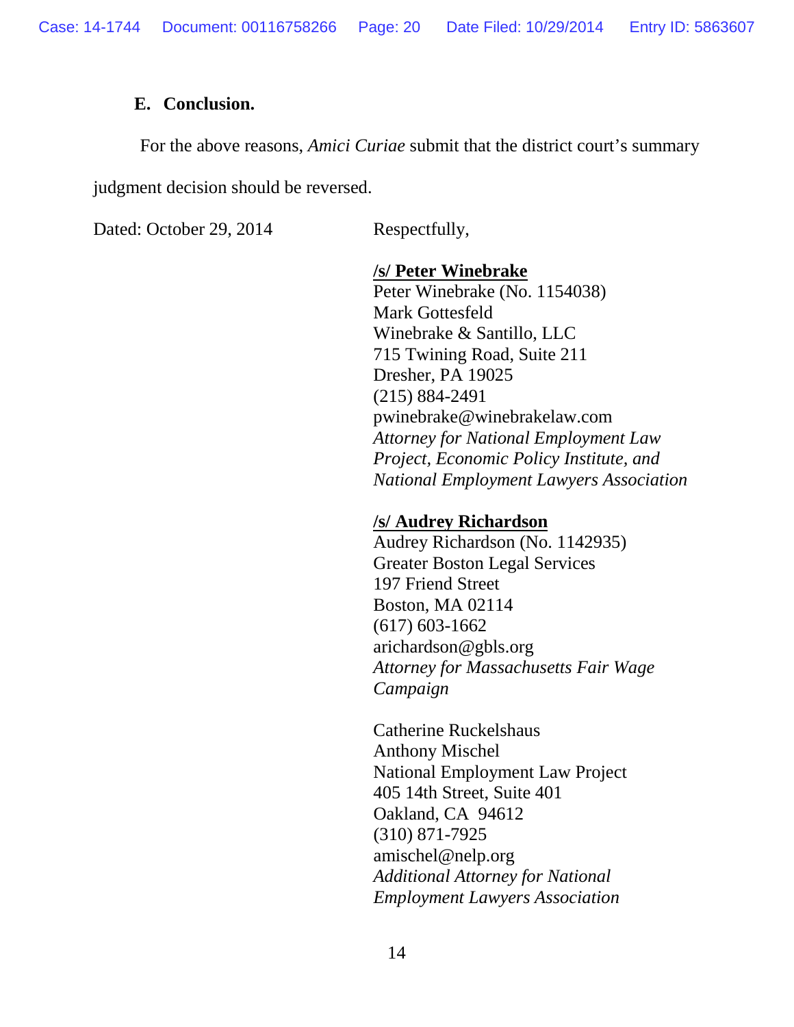### E. Conclusion.

For the above reasons, *Amici Curiae* submit that the district court's summary judgment decision should be reversed.

Dated: October 29, 2014

Respectfully,

**/s/ Peter Winebrake**
Peter Winebrake (No. 1154038)
Mark Gottesfeld
Winebrake & Santillo, LLC
715 Twining Road, Suite 211
Dresher, PA 19025
(215) 884-2491
pwinebrake@winebrakelaw.com
*Attorney for National Employment Law Project, Economic Policy Institute, and National Employment Lawyers Association*

**/s/ Audrey Richardson**
Audrey Richardson (No. 1142935)
Greater Boston Legal Services
197 Friend Street
Boston, MA 02114
(617) 603-1662
arichardson@gbls.org
*Attorney for Massachusetts Fair Wage Campaign*

Catherine Ruckelshaus
Anthony Mischel
National Employment Law Project
405 14th Street, Suite 401
Oakland, CA 94612
(310) 871-7925
amischel@nelp.org
*Additional Attorney for National Employment Lawyers Association*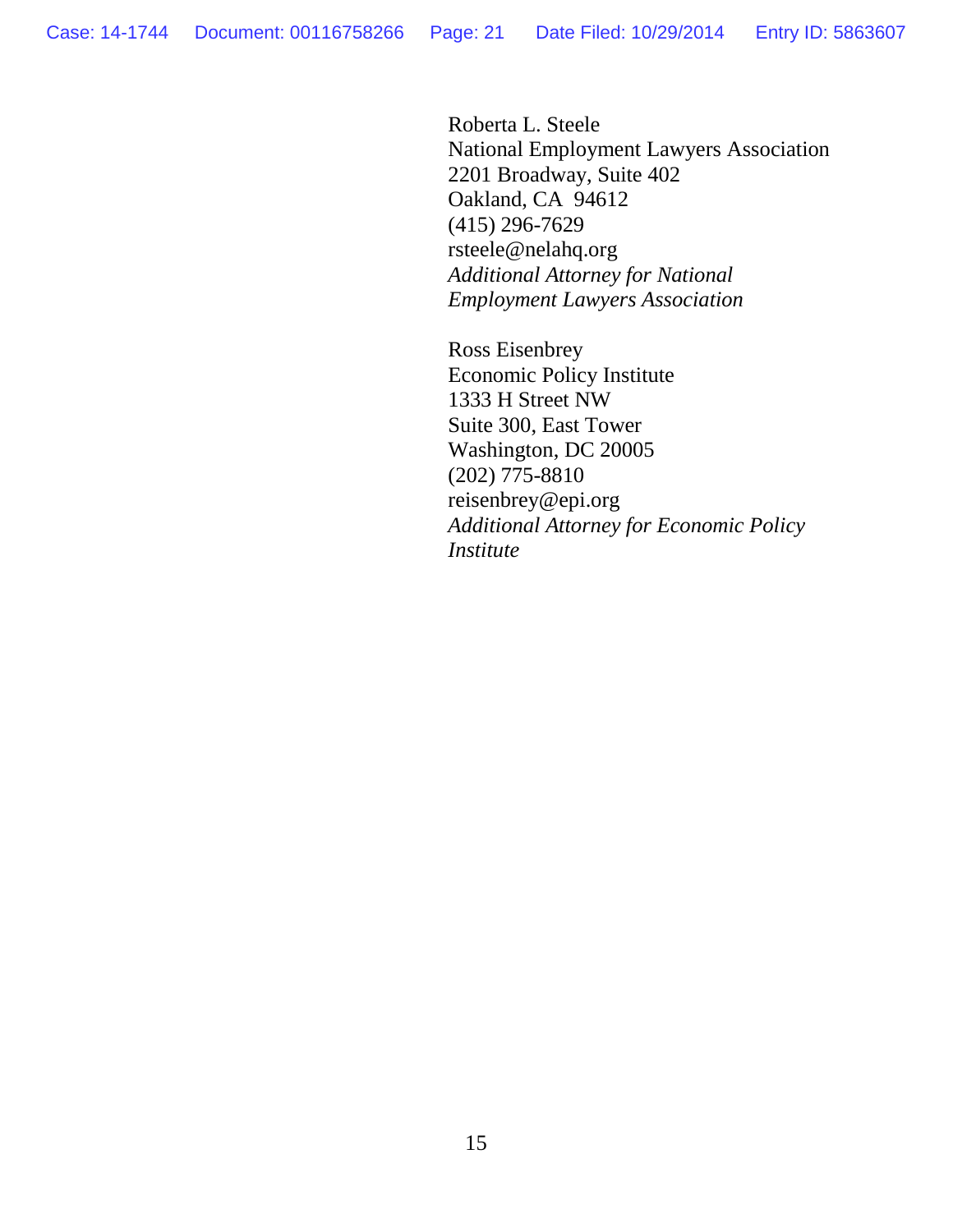Roberta L. Steele
National Employment Lawyers Association
2201 Broadway, Suite 402
Oakland, CA 94612
(415) 296-7629
rsteele@nelahq.org
*Additional Attorney for National Employment Lawyers Association*

Ross Eisenbrey
Economic Policy Institute
1333 H Street NW
Suite 300, East Tower
Washington, DC 20005
(202) 775-8810
reisenbrey@epi.org
*Additional Attorney for Economic Policy Institute*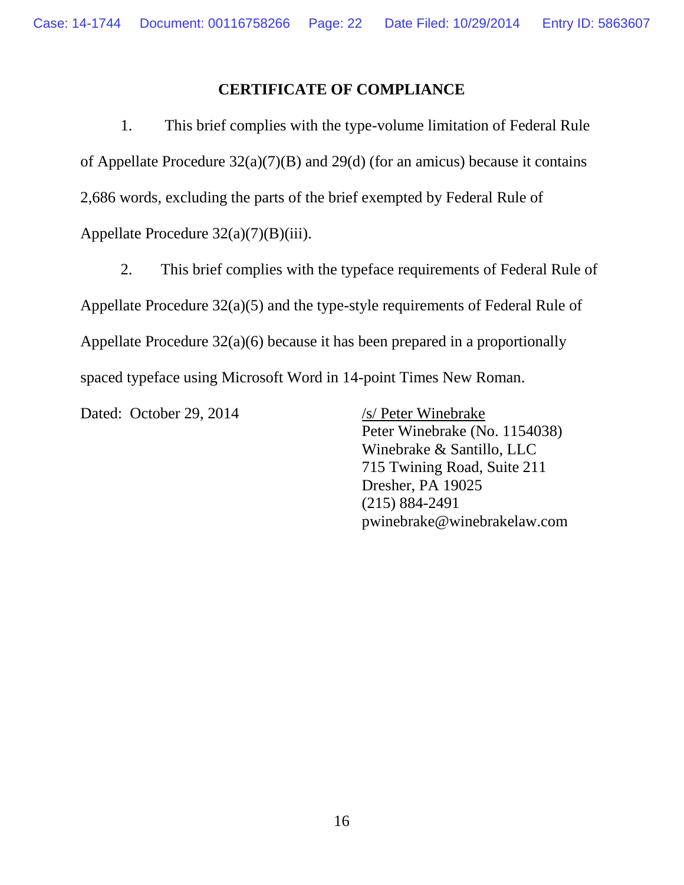# CERTIFICATE OF COMPLIANCE

1. This brief complies with the type-volume limitation of Federal Rule of Appellate Procedure 32(a)(7)(B) and 29(d) (for an amicus) because it contains 2,686 words, excluding the parts of the brief exempted by Federal Rule of Appellate Procedure 32(a)(7)(B)(iii).

2. This brief complies with the typeface requirements of Federal Rule of Appellate Procedure 32(a)(5) and the type-style requirements of Federal Rule of Appellate Procedure 32(a)(6) because it has been prepared in a proportionally spaced typeface using Microsoft Word in 14-point Times New Roman.

Dated: October 29, 2014

/s/ Peter Winebrake
Peter Winebrake (No. 1154038)
Winebrake & Santillo, LLC
715 Twining Road, Suite 211
Dresher, PA 19025
(215) 884-2491
pwinebrake@winebrakelaw.com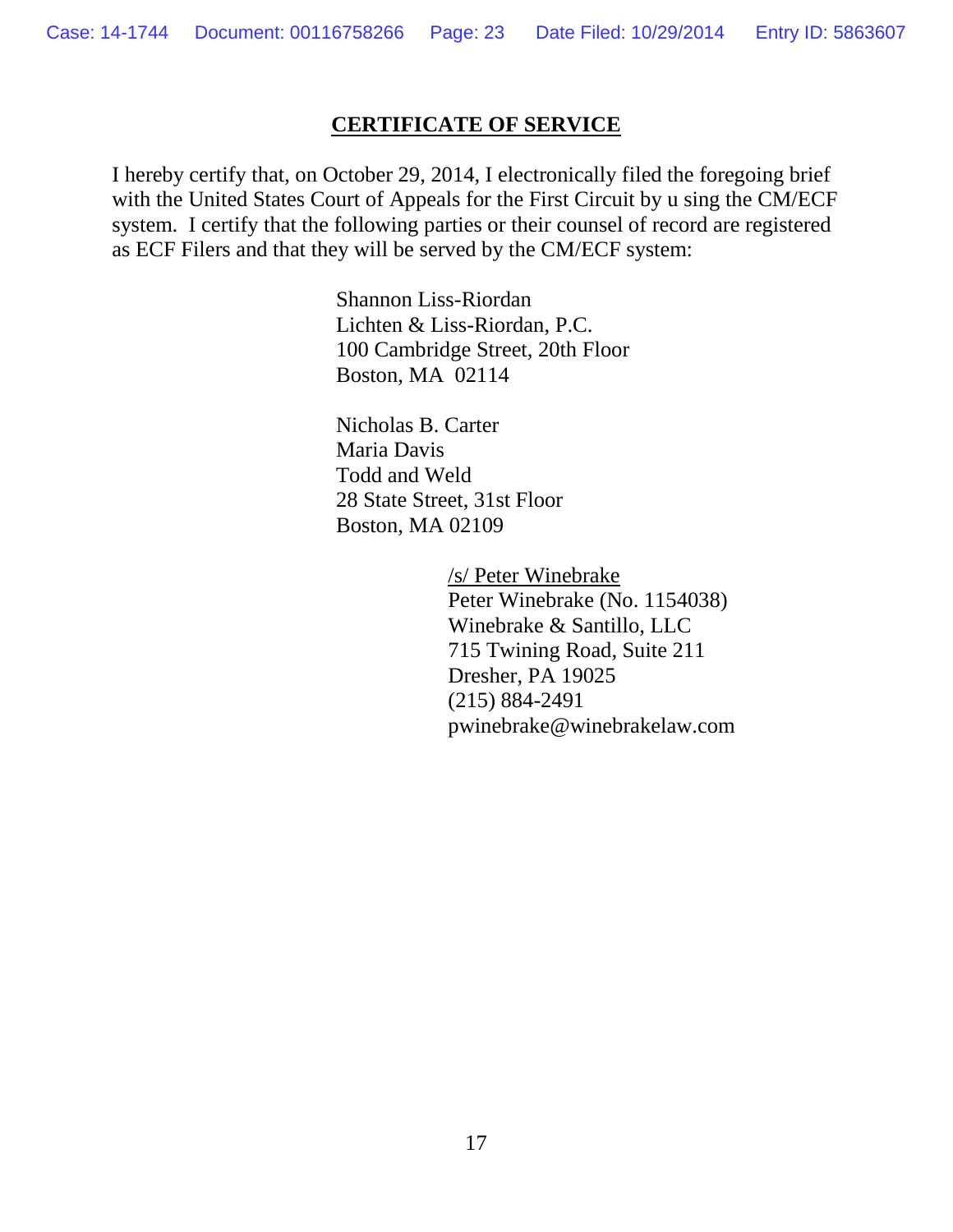## CERTIFICATE OF SERVICE

I hereby certify that, on October 29, 2014, I electronically filed the foregoing brief with the United States Court of Appeals for the First Circuit by u sing the CM/ECF system. I certify that the following parties or their counsel of record are registered as ECF Filers and that they will be served by the CM/ECF system:

Shannon Liss-Riordan
Lichten & Liss-Riordan, P.C.
100 Cambridge Street, 20th Floor
Boston, MA 02114

Nicholas B. Carter
Maria Davis
Todd and Weld
28 State Street, 31st Floor
Boston, MA 02109

/s/ Peter Winebrake
Peter Winebrake (No. 1154038)
Winebrake & Santillo, LLC
715 Twining Road, Suite 211
Dresher, PA 19025
(215) 884-2491
pwinebrake@winebrakelaw.com